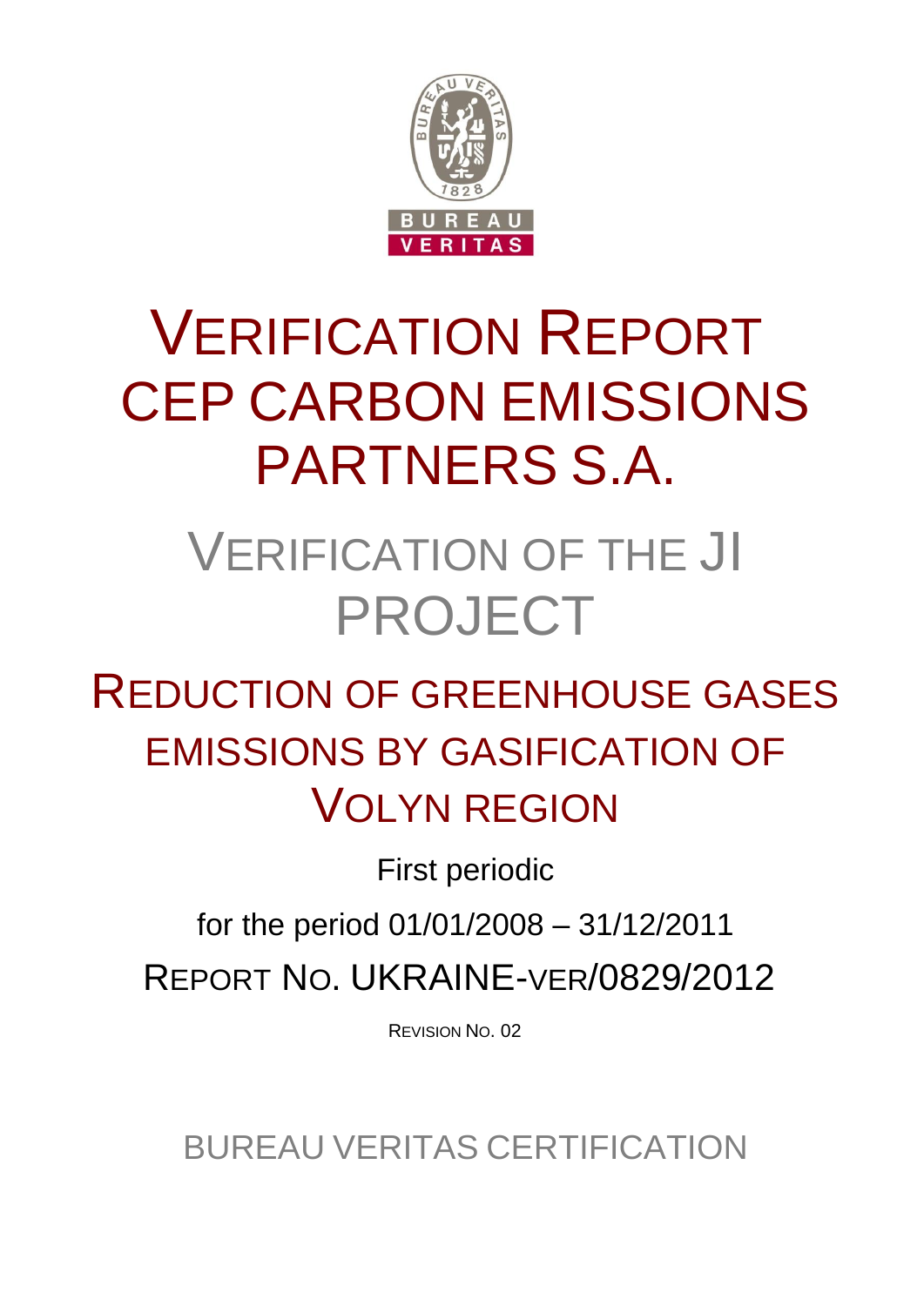# VERIFICATION REPORT CEP CARBON EMISSIONS PARTNERS S.A.

## VERIFICATION OF THE JI PROJECT

## REDUCTION OF GREENHOUSE GASES EMISSIONS BY GASIFICATION OF VOLYN REGION

First periodic

for the period 01/01/2008 – 31/12/2011

REPORT NO. UKRAINE-VER/0829/2012

REVISION NO. 02

BUREAU VERITAS CERTIFICATION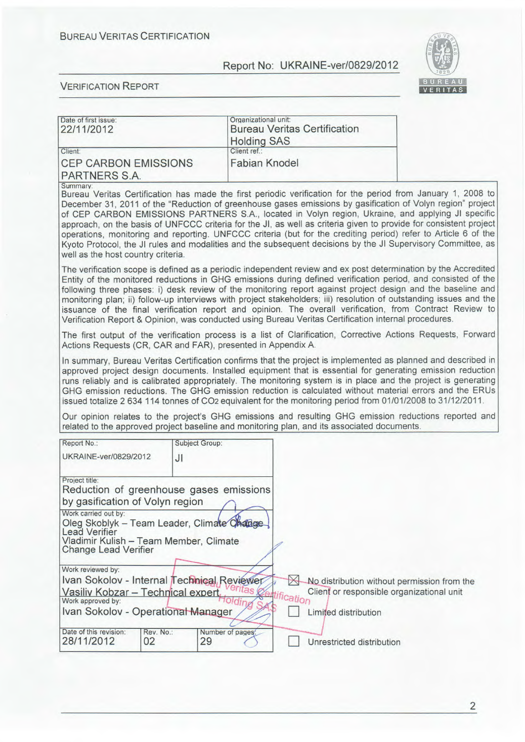BUREAU VERITAS CERTIFICATION

Report No: UKRAINE-ver/0829/2012

VERIFICATION REPORT

| Date of first issue: 22/11/2012 | Organizational unit: Bureau Veritas Certification Holding SAS |
|---|---|
| Client: CEP CARBON EMISSIONS PARTNERS S.A. | Client ref.: Fabian Knodel |

Summary:

Bureau Veritas Certification has made the first periodic verification for the period from January 1, 2008 to December 31, 2011 of the "Reduction of greenhouse gases emissions by gasification of Volyn region" project of CEP CARBON EMISSIONS PARTNERS S.A., located in Volyn region, Ukraine, and applying JI specific approach, on the basis of UNFCCC criteria for the JI, as well as criteria given to provide for consistent project operations, monitoring and reporting. UNFCCC criteria (but for the crediting period) refer to Article 6 of the Kyoto Protocol, the JI rules and modalities and the subsequent decisions by the JI Supervisory Committee, as well as the host country criteria.

The verification scope is defined as a periodic independent review and ex post determination by the Accredited Entity of the monitored reductions in GHG emissions during defined verification period, and consisted of the following three phases: i) desk review of the monitoring report against project design and the baseline and monitoring plan; ii) follow-up interviews with project stakeholders; iii) resolution of outstanding issues and the issuance of the final verification report and opinion. The overall verification, from Contract Review to Verification Report & Opinion, was conducted using Bureau Veritas Certification internal procedures.

The first output of the verification process is a list of Clarification, Corrective Actions Requests, Forward Actions Requests (CR, CAR and FAR), presented in Appendix A.

In summary, Bureau Veritas Certification confirms that the project is implemented as planned and described in approved project design documents. Installed equipment that is essential for generating emission reduction runs reliably and is calibrated appropriately. The monitoring system is in place and the project is generating GHG emission reductions. The GHG emission reduction is calculated without material errors and the ERUs issued totalize 2 634 114 tonnes of $CO_2$ equivalent for the monitoring period from 01/01/2008 to 31/12/2011.

Our opinion relates to the project's GHG emissions and resulting GHG emission reductions reported and related to the approved project baseline and monitoring plan, and its associated documents.

| Report No.: UKRAINE-ver/0829/2012 | Subject Group: JI | |
|---|---|---|
| Project title: Reduction of greenhouse gases emissions by gasification of Volyn region | | |
| Work carried out by: Oleg Skoblyk – Team Leader, Climate Change Lead Verifier; Vladimir Kulish – Team Member, Climate Change Lead Verifier | | |
| Work reviewed by: Ivan Sokolov - Internal Technical Reviewer; Vasiliy Kobzar – Technical expert | | |
| Work approved by: Ivan Sokolov - Operational Manager | | |
| Date of this revision: 28/11/2012 | Rev. No.: 02 | Number of pages: 29 |

☒ No distribution without permission from the Client or responsible organizational unit

☐ Limited distribution

☐ Unrestricted distribution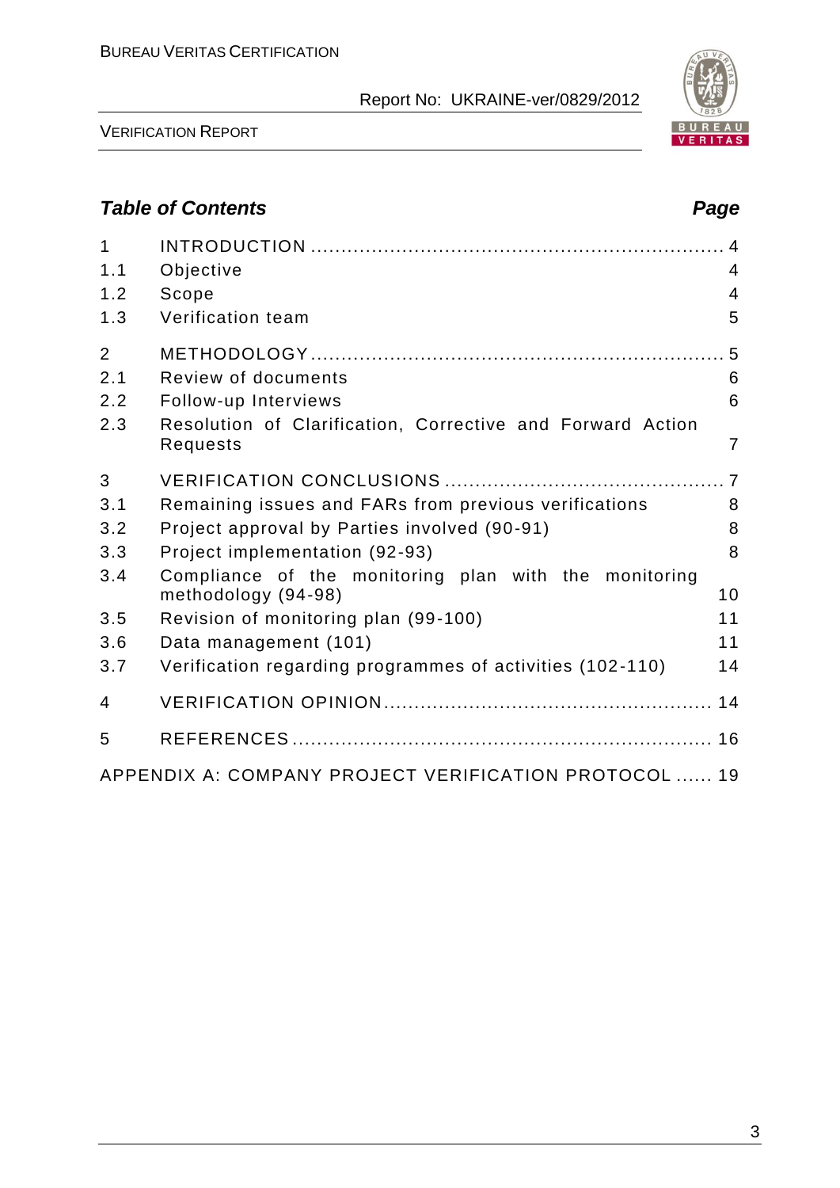## *Table of Contents* *Page*

| | | |
|---|---|---|
| 1 | INTRODUCTION | 4 |
| 1.1 | Objective | 4 |
| 1.2 | Scope | 4 |
| 1.3 | Verification team | 5 |
| 2 | METHODOLOGY | 5 |
| 2.1 | Review of documents | 6 |
| 2.2 | Follow-up Interviews | 6 |
| 2.3 | Resolution of Clarification, Corrective and Forward Action Requests | 7 |
| 3 | VERIFICATION CONCLUSIONS | 7 |
| 3.1 | Remaining issues and FARs from previous verifications | 8 |
| 3.2 | Project approval by Parties involved (90-91) | 8 |
| 3.3 | Project implementation (92-93) | 8 |
| 3.4 | Compliance of the monitoring plan with the monitoring methodology (94-98) | 10 |
| 3.5 | Revision of monitoring plan (99-100) | 11 |
| 3.6 | Data management (101) | 11 |
| 3.7 | Verification regarding programmes of activities (102-110) | 14 |
| 4 | VERIFICATION OPINION | 14 |
| 5 | REFERENCES | 16 |
| | APPENDIX A: COMPANY PROJECT VERIFICATION PROTOCOL | 19 |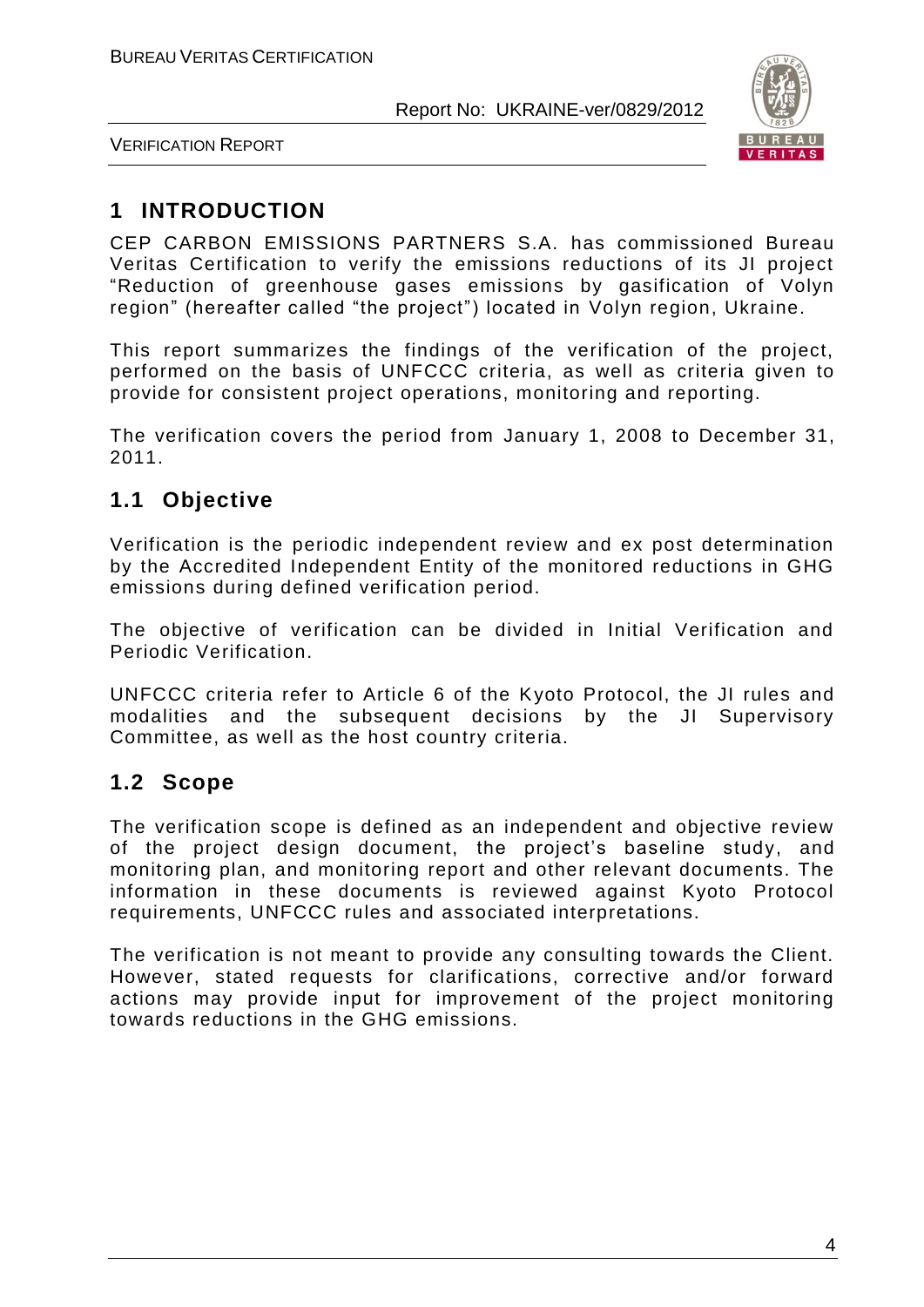# 1 INTRODUCTION

CEP CARBON EMISSIONS PARTNERS S.A. has commissioned Bureau Veritas Certification to verify the emissions reductions of its JI project "Reduction of greenhouse gases emissions by gasification of Volyn region" (hereafter called "the project") located in Volyn region, Ukraine.

This report summarizes the findings of the verification of the project, performed on the basis of UNFCCC criteria, as well as criteria given to provide for consistent project operations, monitoring and reporting.

The verification covers the period from January 1, 2008 to December 31, 2011.

## 1.1 Objective

Verification is the periodic independent review and ex post determination by the Accredited Independent Entity of the monitored reductions in GHG emissions during defined verification period.

The objective of verification can be divided in Initial Verification and Periodic Verification.

UNFCCC criteria refer to Article 6 of the Kyoto Protocol, the JI rules and modalities and the subsequent decisions by the JI Supervisory Committee, as well as the host country criteria.

## 1.2 Scope

The verification scope is defined as an independent and objective review of the project design document, the project's baseline study, and monitoring plan, and monitoring report and other relevant documents. The information in these documents is reviewed against Kyoto Protocol requirements, UNFCCC rules and associated interpretations.

The verification is not meant to provide any consulting towards the Client. However, stated requests for clarifications, corrective and/or forward actions may provide input for improvement of the project monitoring towards reductions in the GHG emissions.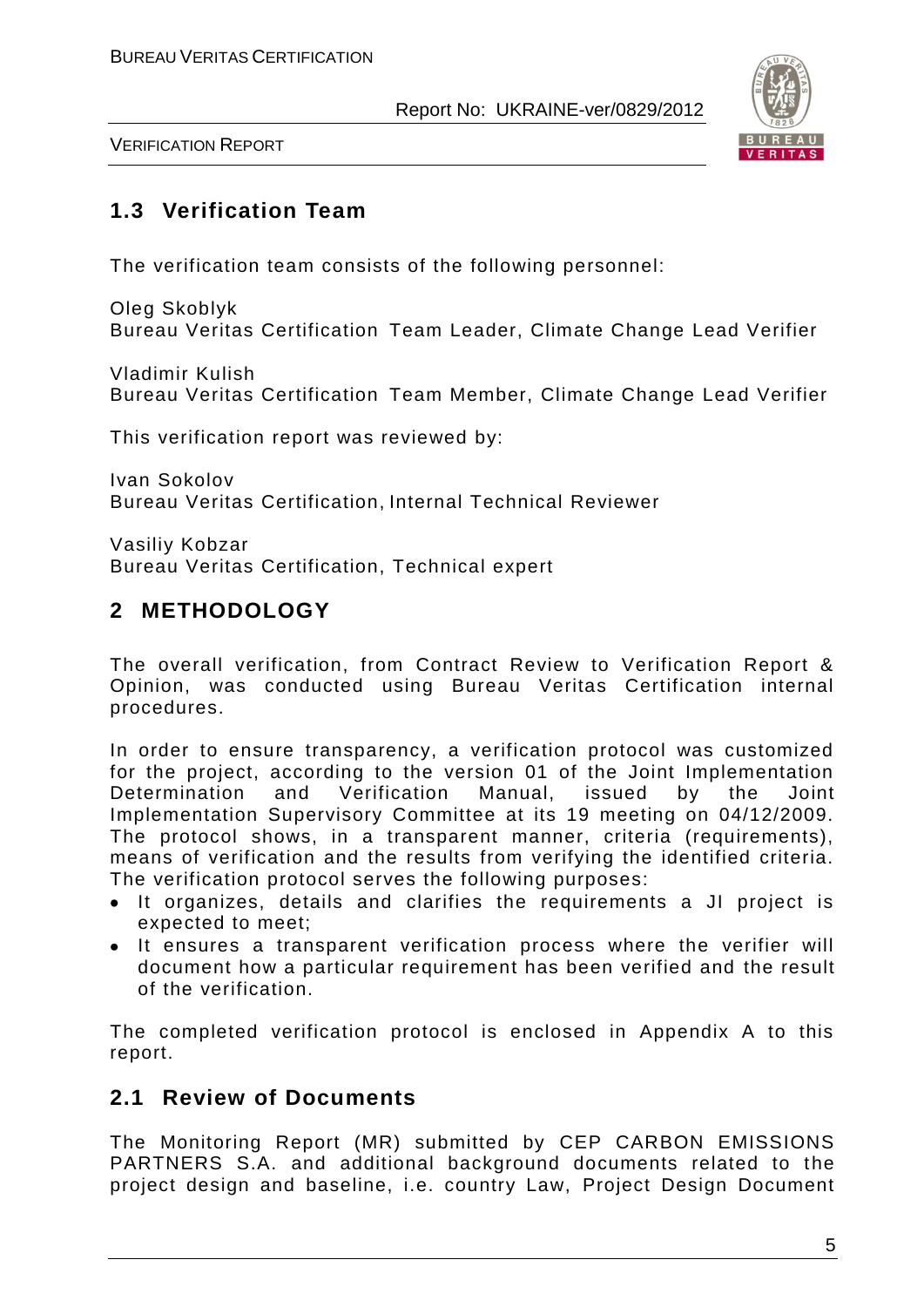## 1.3 Verification Team

The verification team consists of the following personnel:

Oleg Skoblyk
Bureau Veritas Certification Team Leader, Climate Change Lead Verifier

Vladimir Kulish
Bureau Veritas Certification Team Member, Climate Change Lead Verifier

This verification report was reviewed by:

Ivan Sokolov
Bureau Veritas Certification, Internal Technical Reviewer

Vasiliy Kobzar
Bureau Veritas Certification, Technical expert

# 2 METHODOLOGY

The overall verification, from Contract Review to Verification Report & Opinion, was conducted using Bureau Veritas Certification internal procedures.

In order to ensure transparency, a verification protocol was customized for the project, according to the version 01 of the Joint Implementation Determination and Verification Manual, issued by the Joint Implementation Supervisory Committee at its 19 meeting on 04/12/2009. The protocol shows, in a transparent manner, criteria (requirements), means of verification and the results from verifying the identified criteria. The verification protocol serves the following purposes:

- It organizes, details and clarifies the requirements a JI project is expected to meet;
- It ensures a transparent verification process where the verifier will document how a particular requirement has been verified and the result of the verification.

The completed verification protocol is enclosed in Appendix A to this report.

## 2.1 Review of Documents

The Monitoring Report (MR) submitted by CEP CARBON EMISSIONS PARTNERS S.A. and additional background documents related to the project design and baseline, i.e. country Law, Project Design Document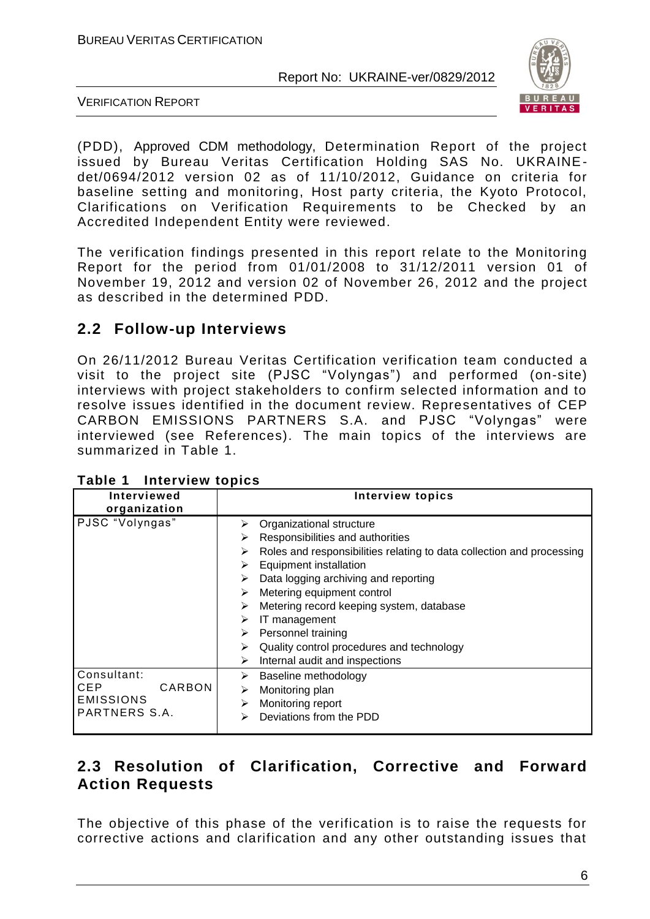(PDD), Approved CDM methodology, Determination Report of the project issued by Bureau Veritas Certification Holding SAS No. UKRAINE-det/0694/2012 version 02 as of 11/10/2012, Guidance on criteria for baseline setting and monitoring, Host party criteria, the Kyoto Protocol, Clarifications on Verification Requirements to be Checked by an Accredited Independent Entity were reviewed.

The verification findings presented in this report relate to the Monitoring Report for the period from 01/01/2008 to 31/12/2011 version 01 of November 19, 2012 and version 02 of November 26, 2012 and the project as described in the determined PDD.

## 2.2 Follow-up Interviews

On 26/11/2012 Bureau Veritas Certification verification team conducted a visit to the project site (PJSC "Volyngas") and performed (on-site) interviews with project stakeholders to confirm selected information and to resolve issues identified in the document review. Representatives of CEP CARBON EMISSIONS PARTNERS S.A. and PJSC "Volyngas" were interviewed (see References). The main topics of the interviews are summarized in Table 1.

**Table 1 Interview topics**

| Interviewed organization | Interview topics |
|---|---|
| PJSC "Volyngas" | ➢ Organizational structure<br>➢ Responsibilities and authorities<br>➢ Roles and responsibilities relating to data collection and processing<br>➢ Equipment installation<br>➢ Data logging archiving and reporting<br>➢ Metering equipment control<br>➢ Metering record keeping system, database<br>➢ IT management<br>➢ Personnel training<br>➢ Quality control procedures and technology<br>➢ Internal audit and inspections |
| Consultant: CEP CARBON EMISSIONS PARTNERS S.A. | ➢ Baseline methodology<br>➢ Monitoring plan<br>➢ Monitoring report<br>➢ Deviations from the PDD |

## 2.3 Resolution of Clarification, Corrective and Forward Action Requests

The objective of this phase of the verification is to raise the requests for corrective actions and clarification and any other outstanding issues that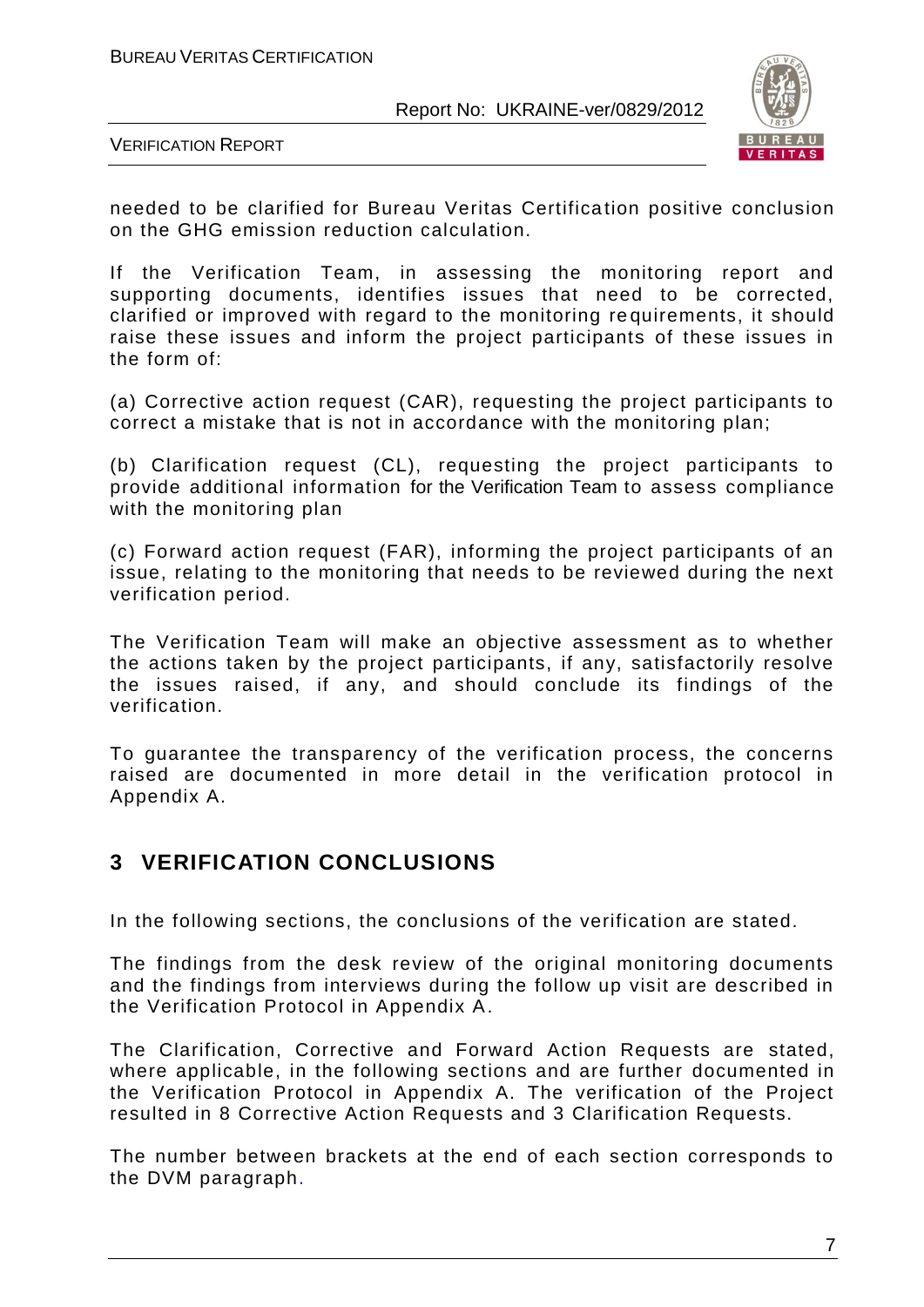needed to be clarified for Bureau Veritas Certification positive conclusion on the GHG emission reduction calculation.

If the Verification Team, in assessing the monitoring report and supporting documents, identifies issues that need to be corrected, clarified or improved with regard to the monitoring requirements, it should raise these issues and inform the project participants of these issues in the form of:

(a) Corrective action request (CAR), requesting the project participants to correct a mistake that is not in accordance with the monitoring plan;

(b) Clarification request (CL), requesting the project participants to provide additional information for the Verification Team to assess compliance with the monitoring plan

(c) Forward action request (FAR), informing the project participants of an issue, relating to the monitoring that needs to be reviewed during the next verification period.

The Verification Team will make an objective assessment as to whether the actions taken by the project participants, if any, satisfactorily resolve the issues raised, if any, and should conclude its findings of the verification.

To guarantee the transparency of the verification process, the concerns raised are documented in more detail in the verification protocol in Appendix A.

# 3 VERIFICATION CONCLUSIONS

In the following sections, the conclusions of the verification are stated.

The findings from the desk review of the original monitoring documents and the findings from interviews during the follow up visit are described in the Verification Protocol in Appendix A.

The Clarification, Corrective and Forward Action Requests are stated, where applicable, in the following sections and are further documented in the Verification Protocol in Appendix A. The verification of the Project resulted in 8 Corrective Action Requests and 3 Clarification Requests.

The number between brackets at the end of each section corresponds to the DVM paragraph.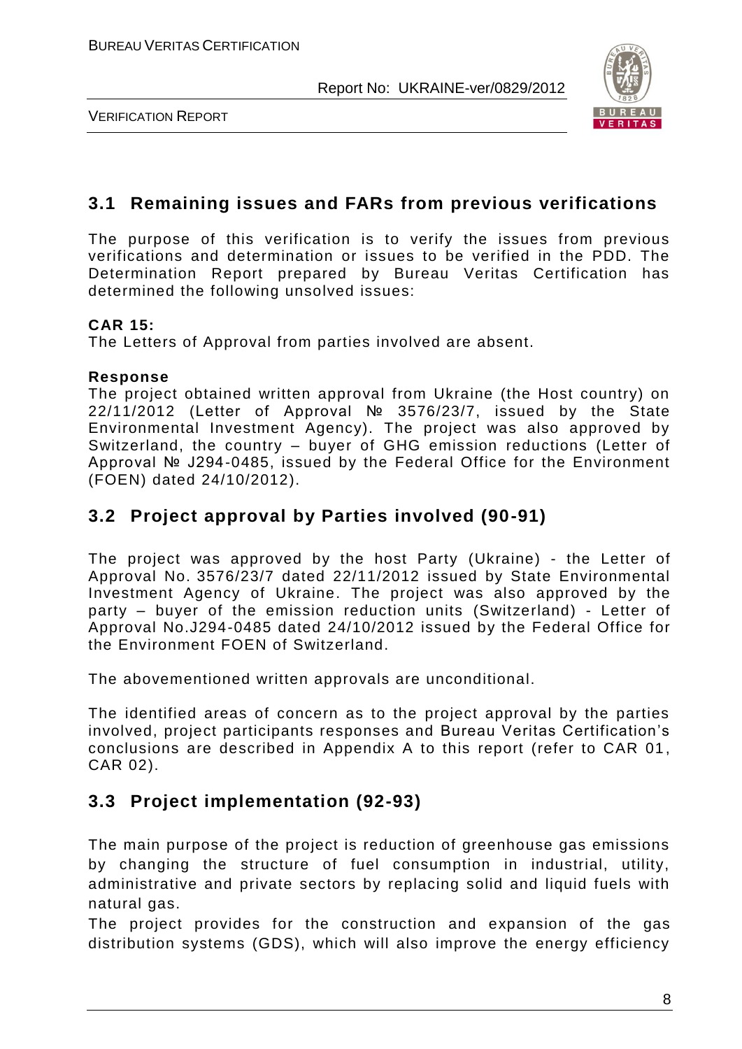## 3.1 Remaining issues and FARs from previous verifications

The purpose of this verification is to verify the issues from previous verifications and determination or issues to be verified in the PDD. The Determination Report prepared by Bureau Veritas Certification has determined the following unsolved issues:

**CAR 15:**
The Letters of Approval from parties involved are absent.

**Response**
The project obtained written approval from Ukraine (the Host country) on 22/11/2012 (Letter of Approval № 3576/23/7, issued by the State Environmental Investment Agency). The project was also approved by Switzerland, the country – buyer of GHG emission reductions (Letter of Approval № J294-0485, issued by the Federal Office for the Environment (FOEN) dated 24/10/2012).

## 3.2 Project approval by Parties involved (90-91)

The project was approved by the host Party (Ukraine) - the Letter of Approval No. 3576/23/7 dated 22/11/2012 issued by State Environmental Investment Agency of Ukraine. The project was also approved by the party – buyer of the emission reduction units (Switzerland) - Letter of Approval No.J294-0485 dated 24/10/2012 issued by the Federal Office for the Environment FOEN of Switzerland.

The abovementioned written approvals are unconditional.

The identified areas of concern as to the project approval by the parties involved, project participants responses and Bureau Veritas Certification's conclusions are described in Appendix A to this report (refer to CAR 01, CAR 02).

## 3.3 Project implementation (92-93)

The main purpose of the project is reduction of greenhouse gas emissions by changing the structure of fuel consumption in industrial, utility, administrative and private sectors by replacing solid and liquid fuels with natural gas.
The project provides for the construction and expansion of the gas distribution systems (GDS), which will also improve the energy efficiency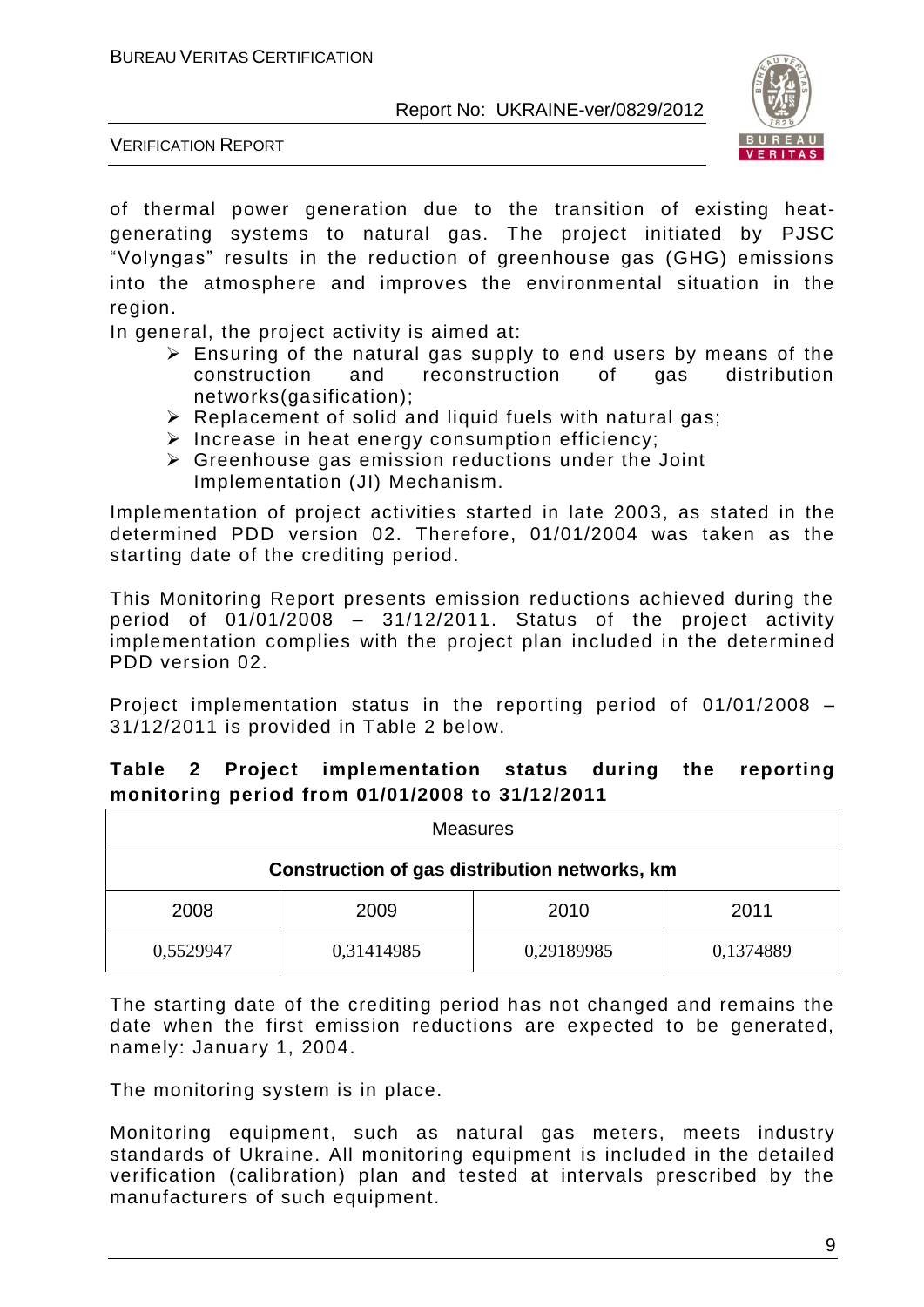of thermal power generation due to the transition of existing heat-generating systems to natural gas. The project initiated by PJSC “Volyngas” results in the reduction of greenhouse gas (GHG) emissions into the atmosphere and improves the environmental situation in the region.

In general, the project activity is aimed at:

- Ensuring of the natural gas supply to end users by means of the construction and reconstruction of gas distribution networks(gasification);
- Replacement of solid and liquid fuels with natural gas;
- Increase in heat energy consumption efficiency;
- Greenhouse gas emission reductions under the Joint Implementation (JI) Mechanism.

Implementation of project activities started in late 2003, as stated in the determined PDD version 02. Therefore, 01/01/2004 was taken as the starting date of the crediting period.

This Monitoring Report presents emission reductions achieved during the period of 01/01/2008 – 31/12/2011. Status of the project activity implementation complies with the project plan included in the determined PDD version 02.

Project implementation status in the reporting period of 01/01/2008 – 31/12/2011 is provided in Table 2 below.

**Table 2 Project implementation status during the reporting monitoring period from 01/01/2008 to 31/12/2011**

| Measures | | | |
|---|---|---|---|
| **Construction of gas distribution networks, km** | | | |
| 2008 | 2009 | 2010 | 2011 |
| 0,5529947 | 0,31414985 | 0,29189985 | 0,1374889 |

The starting date of the crediting period has not changed and remains the date when the first emission reductions are expected to be generated, namely: January 1, 2004.

The monitoring system is in place.

Monitoring equipment, such as natural gas meters, meets industry standards of Ukraine. All monitoring equipment is included in the detailed verification (calibration) plan and tested at intervals prescribed by the manufacturers of such equipment.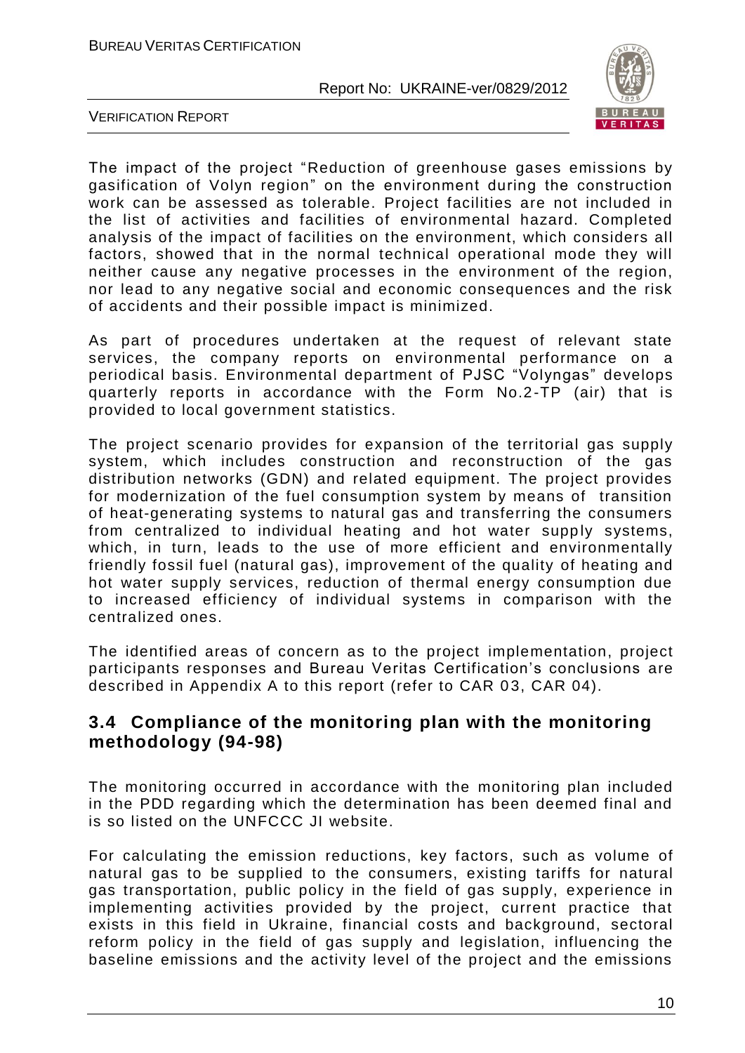The impact of the project "Reduction of greenhouse gases emissions by gasification of Volyn region" on the environment during the construction work can be assessed as tolerable. Project facilities are not included in the list of activities and facilities of environmental hazard. Completed analysis of the impact of facilities on the environment, which considers all factors, showed that in the normal technical operational mode they will neither cause any negative processes in the environment of the region, nor lead to any negative social and economic consequences and the risk of accidents and their possible impact is minimized.

As part of procedures undertaken at the request of relevant state services, the company reports on environmental performance on a periodical basis. Environmental department of PJSC "Volyngas" develops quarterly reports in accordance with the Form No.2-TP (air) that is provided to local government statistics.

The project scenario provides for expansion of the territorial gas supply system, which includes construction and reconstruction of the gas distribution networks (GDN) and related equipment. The project provides for modernization of the fuel consumption system by means of transition of heat-generating systems to natural gas and transferring the consumers from centralized to individual heating and hot water supply systems, which, in turn, leads to the use of more efficient and environmentally friendly fossil fuel (natural gas), improvement of the quality of heating and hot water supply services, reduction of thermal energy consumption due to increased efficiency of individual systems in comparison with the centralized ones.

The identified areas of concern as to the project implementation, project participants responses and Bureau Veritas Certification's conclusions are described in Appendix A to this report (refer to CAR 03, CAR 04).

## 3.4 Compliance of the monitoring plan with the monitoring methodology (94-98)

The monitoring occurred in accordance with the monitoring plan included in the PDD regarding which the determination has been deemed final and is so listed on the UNFCCC JI website.

For calculating the emission reductions, key factors, such as volume of natural gas to be supplied to the consumers, existing tariffs for natural gas transportation, public policy in the field of gas supply, experience in implementing activities provided by the project, current practice that exists in this field in Ukraine, financial costs and background, sectoral reform policy in the field of gas supply and legislation, influencing the baseline emissions and the activity level of the project and the emissions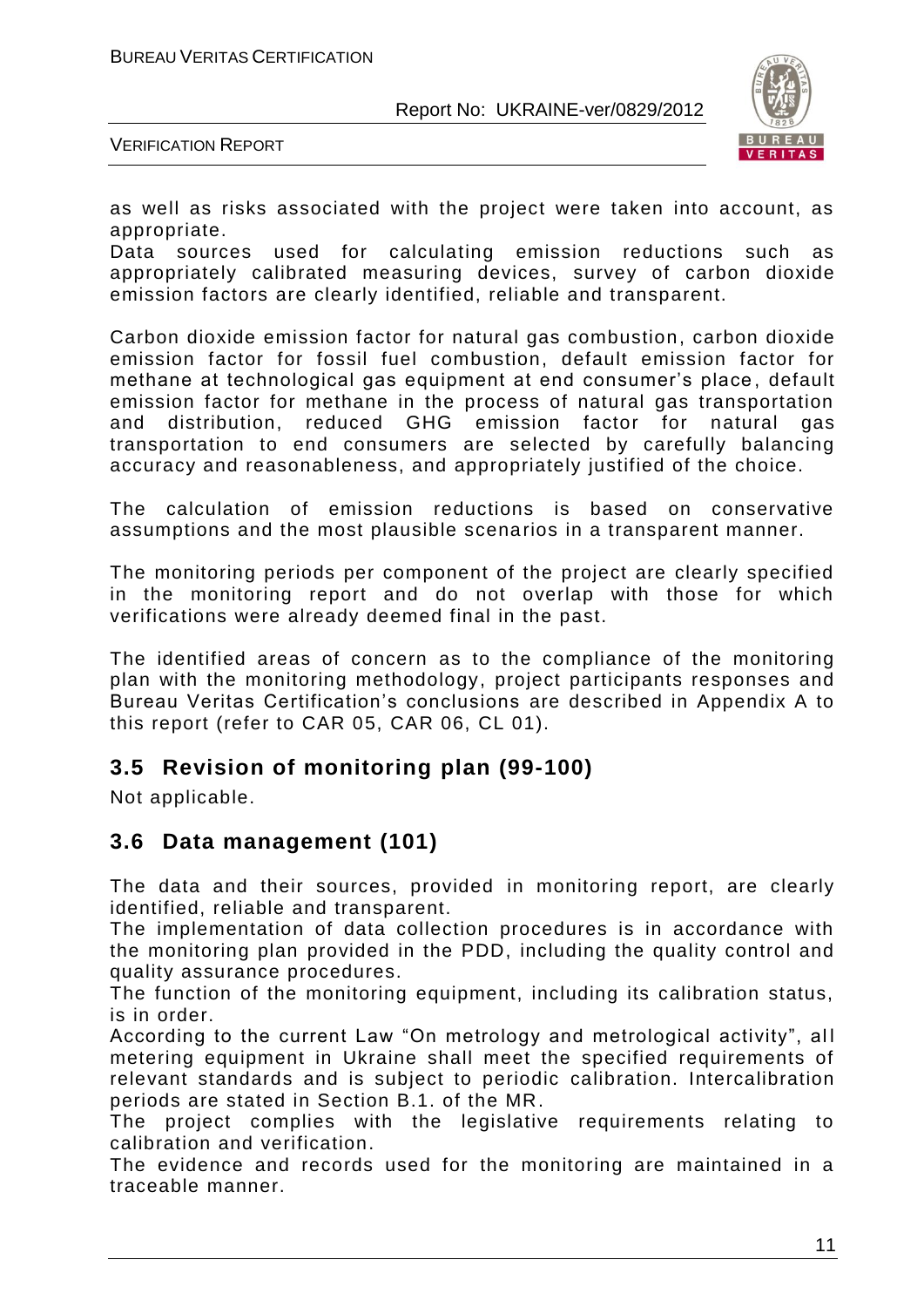as well as risks associated with the project were taken into account, as appropriate.
Data sources used for calculating emission reductions such as appropriately calibrated measuring devices, survey of carbon dioxide emission factors are clearly identified, reliable and transparent.

Carbon dioxide emission factor for natural gas combustion, carbon dioxide emission factor for fossil fuel combustion, default emission factor for methane at technological gas equipment at end consumer's place, default emission factor for methane in the process of natural gas transportation and distribution, reduced GHG emission factor for natural gas transportation to end consumers are selected by carefully balancing accuracy and reasonableness, and appropriately justified of the choice.

The calculation of emission reductions is based on conservative assumptions and the most plausible scenarios in a transparent manner.

The monitoring periods per component of the project are clearly specified in the monitoring report and do not overlap with those for which verifications were already deemed final in the past.

The identified areas of concern as to the compliance of the monitoring plan with the monitoring methodology, project participants responses and Bureau Veritas Certification's conclusions are described in Appendix A to this report (refer to CAR 05, CAR 06, CL 01).

## 3.5 Revision of monitoring plan (99-100)

Not applicable.

## 3.6 Data management (101)

The data and their sources, provided in monitoring report, are clearly identified, reliable and transparent.
The implementation of data collection procedures is in accordance with the monitoring plan provided in the PDD, including the quality control and quality assurance procedures.
The function of the monitoring equipment, including its calibration status, is in order.
According to the current Law "On metrology and metrological activity", all metering equipment in Ukraine shall meet the specified requirements of relevant standards and is subject to periodic calibration. Intercalibration periods are stated in Section B.1. of the MR.
The project complies with the legislative requirements relating to calibration and verification.
The evidence and records used for the monitoring are maintained in a traceable manner.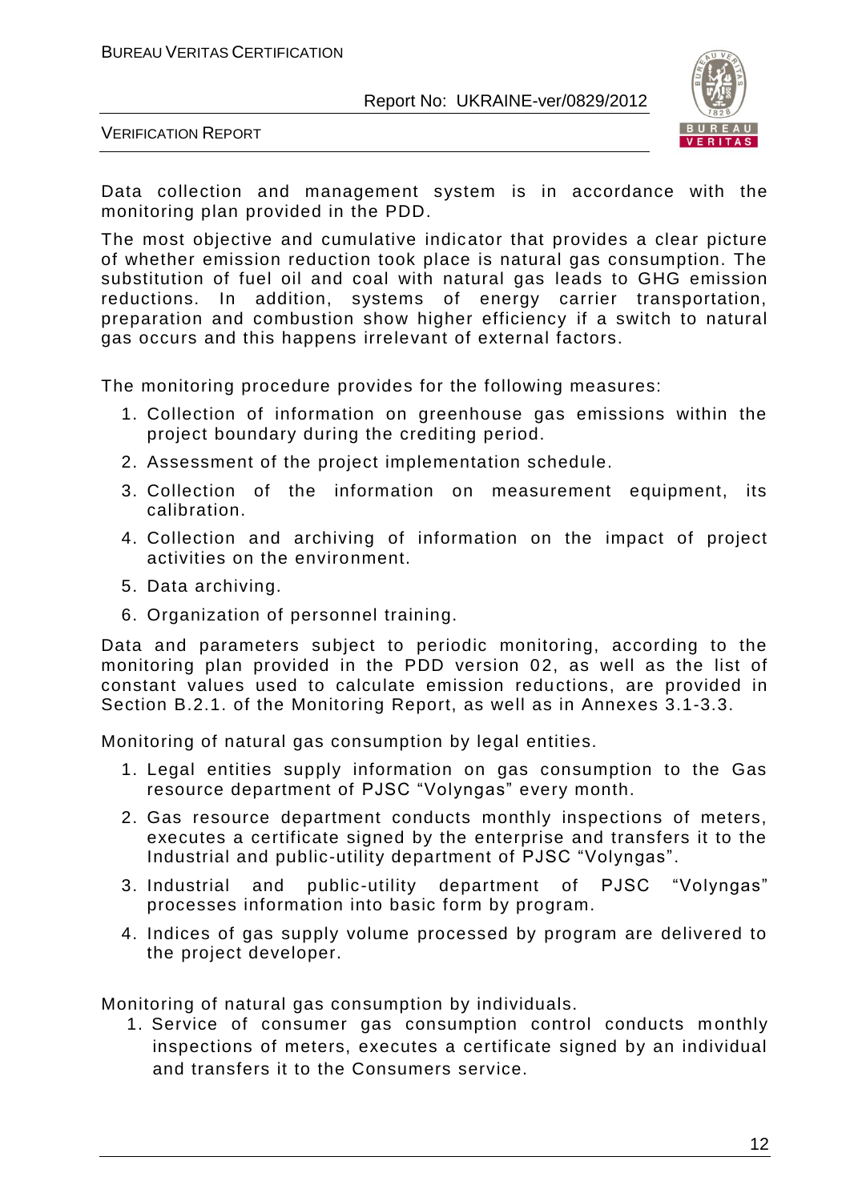Data collection and management system is in accordance with the monitoring plan provided in the PDD.

The most objective and cumulative indicator that provides a clear picture of whether emission reduction took place is natural gas consumption. The substitution of fuel oil and coal with natural gas leads to GHG emission reductions. In addition, systems of energy carrier transportation, preparation and combustion show higher efficiency if a switch to natural gas occurs and this happens irrelevant of external factors.

The monitoring procedure provides for the following measures:

1. Collection of information on greenhouse gas emissions within the project boundary during the crediting period.
2. Assessment of the project implementation schedule.
3. Collection of the information on measurement equipment, its calibration.
4. Collection and archiving of information on the impact of project activities on the environment.
5. Data archiving.
6. Organization of personnel training.

Data and parameters subject to periodic monitoring, according to the monitoring plan provided in the PDD version 02, as well as the list of constant values used to calculate emission reductions, are provided in Section B.2.1. of the Monitoring Report, as well as in Annexes 3.1-3.3.

Monitoring of natural gas consumption by legal entities.

1. Legal entities supply information on gas consumption to the Gas resource department of PJSC “Volyngas” every month.
2. Gas resource department conducts monthly inspections of meters, executes a certificate signed by the enterprise and transfers it to the Industrial and public-utility department of PJSC “Volyngas”.
3. Industrial and public-utility department of PJSC “Volyngas” processes information into basic form by program.
4. Indices of gas supply volume processed by program are delivered to the project developer.

Monitoring of natural gas consumption by individuals.

1. Service of consumer gas consumption control conducts monthly inspections of meters, executes a certificate signed by an individual and transfers it to the Consumers service.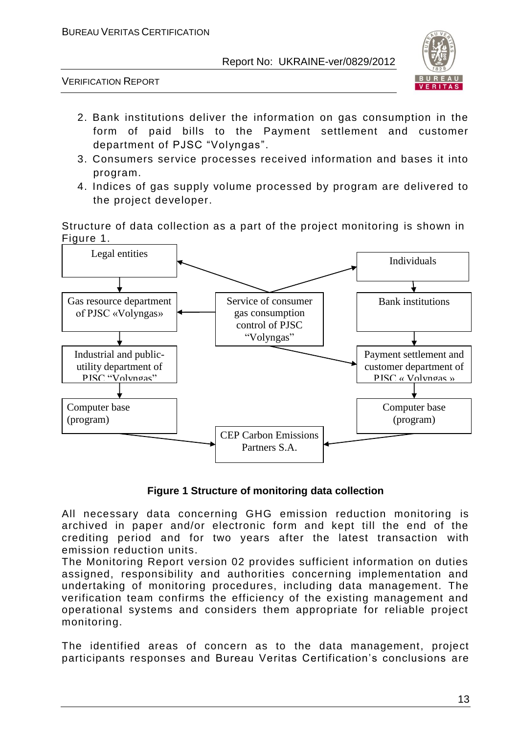2. Bank institutions deliver the information on gas consumption in the form of paid bills to the Payment settlement and customer department of PJSC "Volyngas".
3. Consumers service processes received information and bases it into program.
4. Indices of gas supply volume processed by program are delivered to the project developer.

Structure of data collection as a part of the project monitoring is shown in Figure 1.

- Service of consumer gas consumption control of PJSC "Volyngas" → Legal entities; Individuals; Gas resource department of PJSC «Volyngas»; Payment settlement and customer department of PJSC « Volyngas »
- Legal entities → Gas resource department of PJSC «Volyngas» → Industrial and public-utility department of PJSC "Volyngas" → Computer base (program) → CEP Carbon Emissions Partners S.A.
- Individuals → Bank institutions → Payment settlement and customer department of PJSC « Volyngas » → Computer base (program) → CEP Carbon Emissions Partners S.A.

**Figure 1 Structure of monitoring data collection**

All necessary data concerning GHG emission reduction monitoring is archived in paper and/or electronic form and kept till the end of the crediting period and for two years after the latest transaction with emission reduction units.

The Monitoring Report version 02 provides sufficient information on duties assigned, responsibility and authorities concerning implementation and undertaking of monitoring procedures, including data management. The verification team confirms the efficiency of the existing management and operational systems and considers them appropriate for reliable project monitoring.

The identified areas of concern as to the data management, project participants responses and Bureau Veritas Certification's conclusions are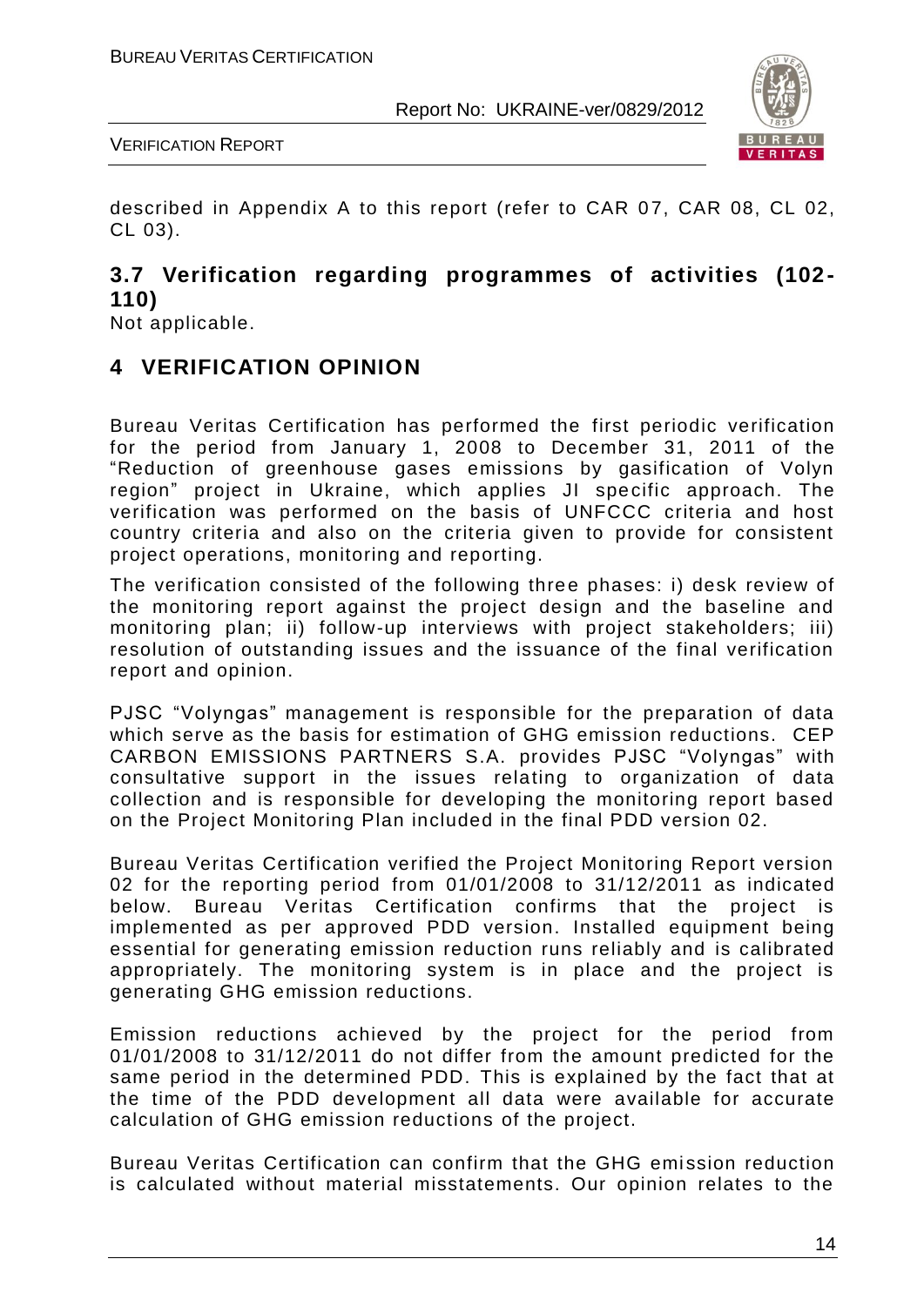described in Appendix A to this report (refer to CAR 07, CAR 08, CL 02, CL 03).

## 3.7 Verification regarding programmes of activities (102-110)

Not applicable.

# 4 VERIFICATION OPINION

Bureau Veritas Certification has performed the first periodic verification for the period from January 1, 2008 to December 31, 2011 of the "Reduction of greenhouse gases emissions by gasification of Volyn region" project in Ukraine, which applies JI specific approach. The verification was performed on the basis of UNFCCC criteria and host country criteria and also on the criteria given to provide for consistent project operations, monitoring and reporting.

The verification consisted of the following three phases: i) desk review of the monitoring report against the project design and the baseline and monitoring plan; ii) follow-up interviews with project stakeholders; iii) resolution of outstanding issues and the issuance of the final verification report and opinion.

PJSC "Volyngas" management is responsible for the preparation of data which serve as the basis for estimation of GHG emission reductions. CEP CARBON EMISSIONS PARTNERS S.A. provides PJSC "Volyngas" with consultative support in the issues relating to organization of data collection and is responsible for developing the monitoring report based on the Project Monitoring Plan included in the final PDD version 02.

Bureau Veritas Certification verified the Project Monitoring Report version 02 for the reporting period from 01/01/2008 to 31/12/2011 as indicated below. Bureau Veritas Certification confirms that the project is implemented as per approved PDD version. Installed equipment being essential for generating emission reduction runs reliably and is calibrated appropriately. The monitoring system is in place and the project is generating GHG emission reductions.

Emission reductions achieved by the project for the period from 01/01/2008 to 31/12/2011 do not differ from the amount predicted for the same period in the determined PDD. This is explained by the fact that at the time of the PDD development all data were available for accurate calculation of GHG emission reductions of the project.

Bureau Veritas Certification can confirm that the GHG emission reduction is calculated without material misstatements. Our opinion relates to the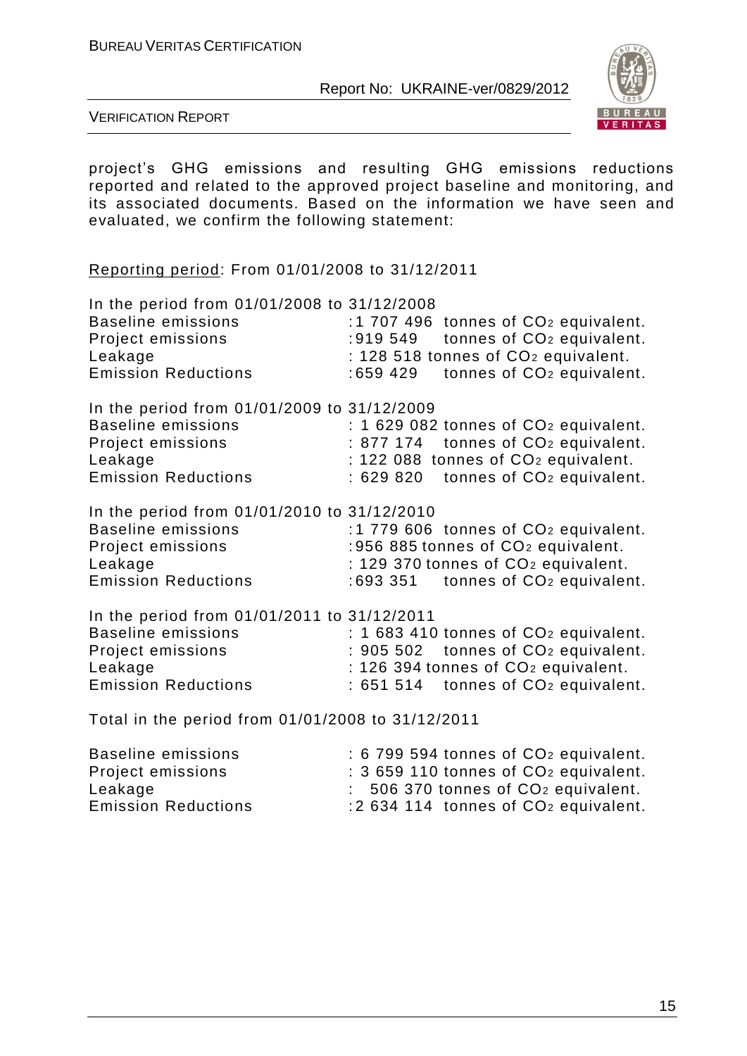project's GHG emissions and resulting GHG emissions reductions reported and related to the approved project baseline and monitoring, and its associated documents. Based on the information we have seen and evaluated, we confirm the following statement:

<u>Reporting period</u>: From 01/01/2008 to 31/12/2011

In the period from 01/01/2008 to 31/12/2008

| | |
|---|---|
| Baseline emissions | :1 707 496 tonnes of $CO_2$ equivalent. |
| Project emissions | :919 549 tonnes of $CO_2$ equivalent. |
| Leakage | : 128 518 tonnes of $CO_2$ equivalent. |
| Emission Reductions | :659 429 tonnes of $CO_2$ equivalent. |

In the period from 01/01/2009 to 31/12/2009

| | |
|---|---|
| Baseline emissions | : 1 629 082 tonnes of $CO_2$ equivalent. |
| Project emissions | : 877 174 tonnes of $CO_2$ equivalent. |
| Leakage | : 122 088 tonnes of $CO_2$ equivalent. |
| Emission Reductions | : 629 820 tonnes of $CO_2$ equivalent. |

In the period from 01/01/2010 to 31/12/2010

| | |
|---|---|
| Baseline emissions | :1 779 606 tonnes of $CO_2$ equivalent. |
| Project emissions | :956 885 tonnes of $CO_2$ equivalent. |
| Leakage | : 129 370 tonnes of $CO_2$ equivalent. |
| Emission Reductions | :693 351 tonnes of $CO_2$ equivalent. |

In the period from 01/01/2011 to 31/12/2011

| | |
|---|---|
| Baseline emissions | : 1 683 410 tonnes of $CO_2$ equivalent. |
| Project emissions | : 905 502 tonnes of $CO_2$ equivalent. |
| Leakage | : 126 394 tonnes of $CO_2$ equivalent. |
| Emission Reductions | : 651 514 tonnes of $CO_2$ equivalent. |

Total in the period from 01/01/2008 to 31/12/2011

| | |
|---|---|
| Baseline emissions | : 6 799 594 tonnes of $CO_2$ equivalent. |
| Project emissions | : 3 659 110 tonnes of $CO_2$ equivalent. |
| Leakage | : 506 370 tonnes of $CO_2$ equivalent. |
| Emission Reductions | :2 634 114 tonnes of $CO_2$ equivalent. |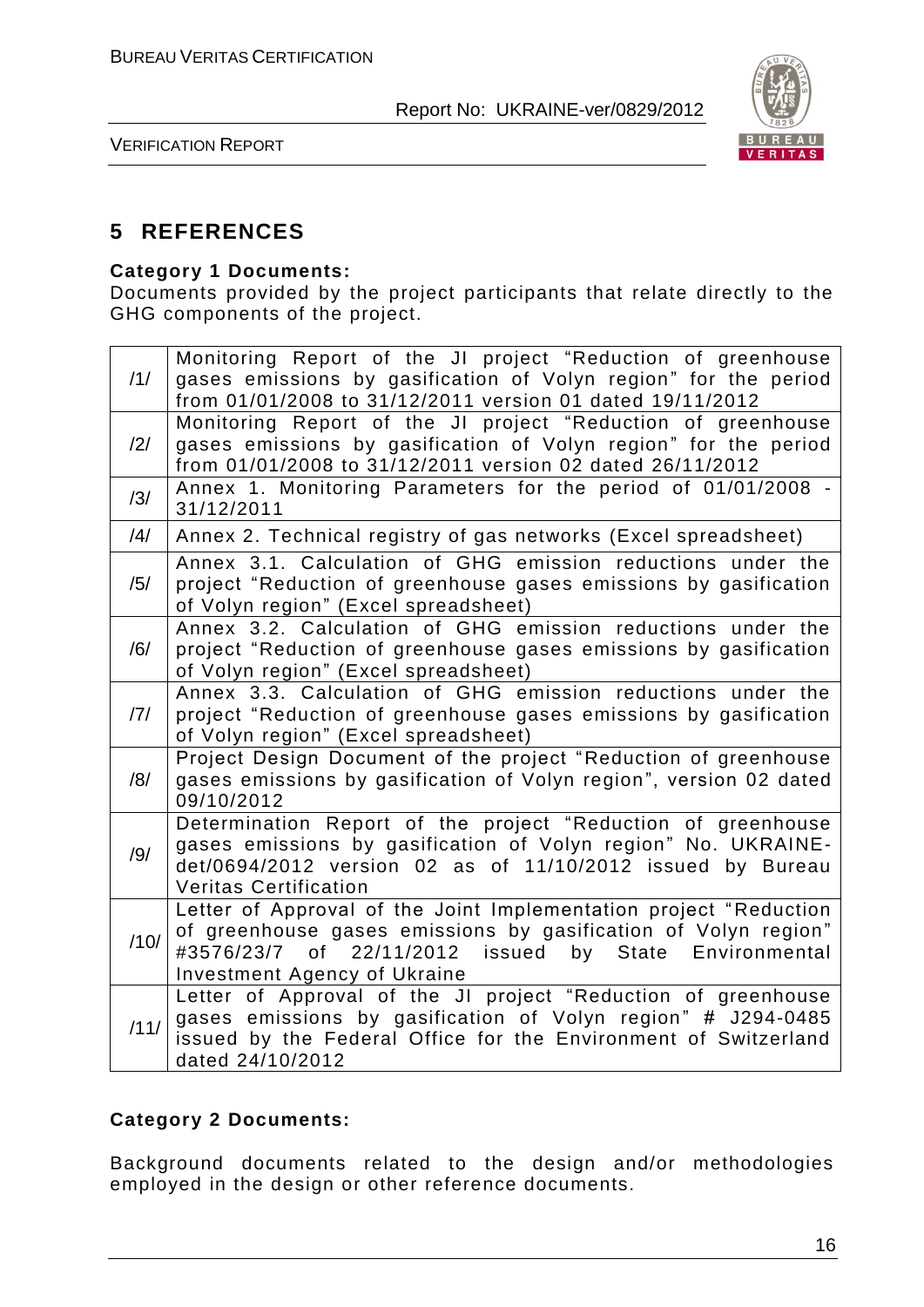# 5 REFERENCES

**Category 1 Documents:**

Documents provided by the project participants that relate directly to the GHG components of the project.

| | |
|---|---|
| /1/ | Monitoring Report of the JI project "Reduction of greenhouse gases emissions by gasification of Volyn region" for the period from 01/01/2008 to 31/12/2011 version 01 dated 19/11/2012 |
| /2/ | Monitoring Report of the JI project "Reduction of greenhouse gases emissions by gasification of Volyn region" for the period from 01/01/2008 to 31/12/2011 version 02 dated 26/11/2012 |
| /3/ | Annex 1. Monitoring Parameters for the period of 01/01/2008 - 31/12/2011 |
| /4/ | Annex 2. Technical registry of gas networks (Excel spreadsheet) |
| /5/ | Annex 3.1. Calculation of GHG emission reductions under the project "Reduction of greenhouse gases emissions by gasification of Volyn region" (Excel spreadsheet) |
| /6/ | Annex 3.2. Calculation of GHG emission reductions under the project "Reduction of greenhouse gases emissions by gasification of Volyn region" (Excel spreadsheet) |
| /7/ | Annex 3.3. Calculation of GHG emission reductions under the project "Reduction of greenhouse gases emissions by gasification of Volyn region" (Excel spreadsheet) |
| /8/ | Project Design Document of the project "Reduction of greenhouse gases emissions by gasification of Volyn region", version 02 dated 09/10/2012 |
| /9/ | Determination Report of the project "Reduction of greenhouse gases emissions by gasification of Volyn region" No. UKRAINE-det/0694/2012 version 02 as of 11/10/2012 issued by Bureau Veritas Certification |
| /10/ | Letter of Approval of the Joint Implementation project "Reduction of greenhouse gases emissions by gasification of Volyn region" #3576/23/7 of 22/11/2012 issued by State Environmental Investment Agency of Ukraine |
| /11/ | Letter of Approval of the JI project "Reduction of greenhouse gases emissions by gasification of Volyn region" # J294-0485 issued by the Federal Office for the Environment of Switzerland dated 24/10/2012 |

**Category 2 Documents:**

Background documents related to the design and/or methodologies employed in the design or other reference documents.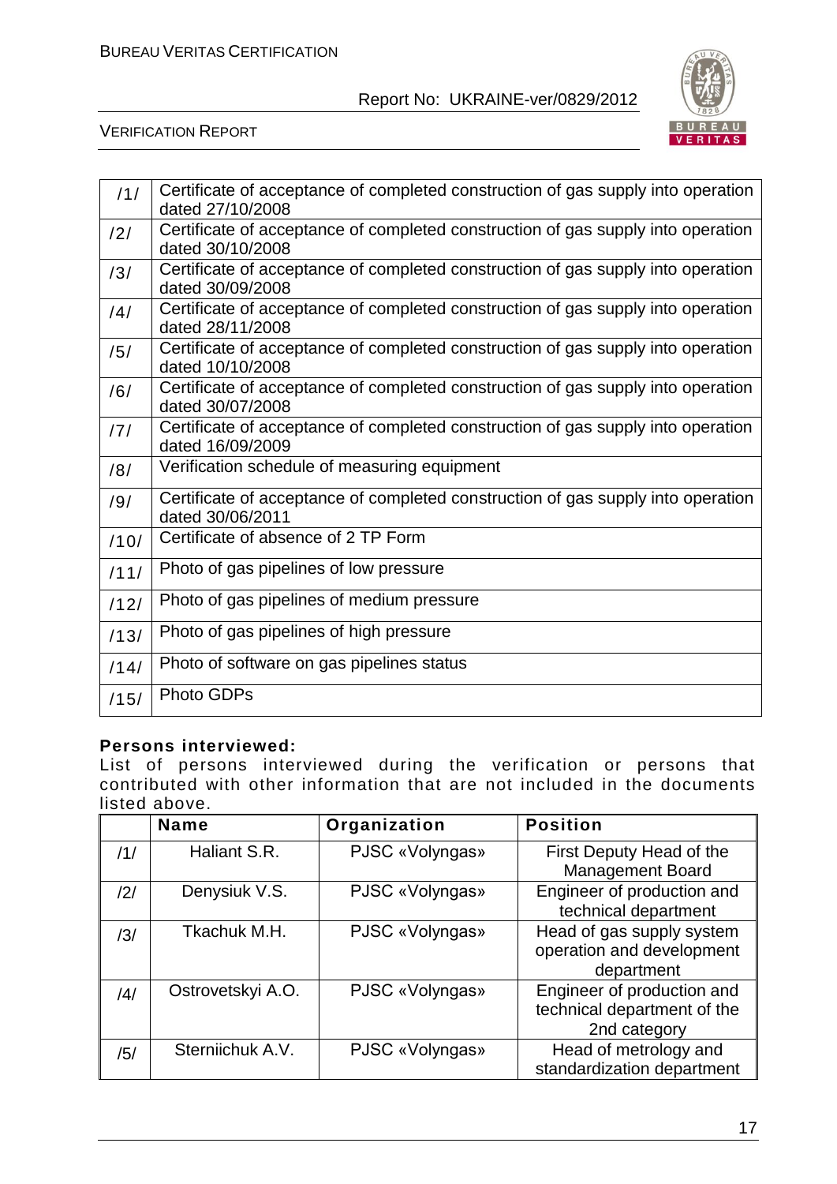| | |
|---|---|
| /1/ | Certificate of acceptance of completed construction of gas supply into operation dated 27/10/2008 |
| /2/ | Certificate of acceptance of completed construction of gas supply into operation dated 30/10/2008 |
| /3/ | Certificate of acceptance of completed construction of gas supply into operation dated 30/09/2008 |
| /4/ | Certificate of acceptance of completed construction of gas supply into operation dated 28/11/2008 |
| /5/ | Certificate of acceptance of completed construction of gas supply into operation dated 10/10/2008 |
| /6/ | Certificate of acceptance of completed construction of gas supply into operation dated 30/07/2008 |
| /7/ | Certificate of acceptance of completed construction of gas supply into operation dated 16/09/2009 |
| /8/ | Verification schedule of measuring equipment |
| /9/ | Certificate of acceptance of completed construction of gas supply into operation dated 30/06/2011 |
| /10/ | Certificate of absence of 2 TP Form |
| /11/ | Photo of gas pipelines of low pressure |
| /12/ | Photo of gas pipelines of medium pressure |
| /13/ | Photo of gas pipelines of high pressure |
| /14/ | Photo of software on gas pipelines status |
| /15/ | Photo GDPs |

**Persons interviewed:**

List of persons interviewed during the verification or persons that contributed with other information that are not included in the documents listed above.

| | Name | Organization | Position |
|---|---|---|---|
| /1/ | Haliant S.R. | PJSC «Volyngas» | First Deputy Head of the Management Board |
| /2/ | Denysiuk V.S. | PJSC «Volyngas» | Engineer of production and technical department |
| /3/ | Tkachuk M.H. | PJSC «Volyngas» | Head of gas supply system operation and development department |
| /4/ | Ostrovetskyi A.O. | PJSC «Volyngas» | Engineer of production and technical department of the 2nd category |
| /5/ | Sterniichuk A.V. | PJSC «Volyngas» | Head of metrology and standardization department |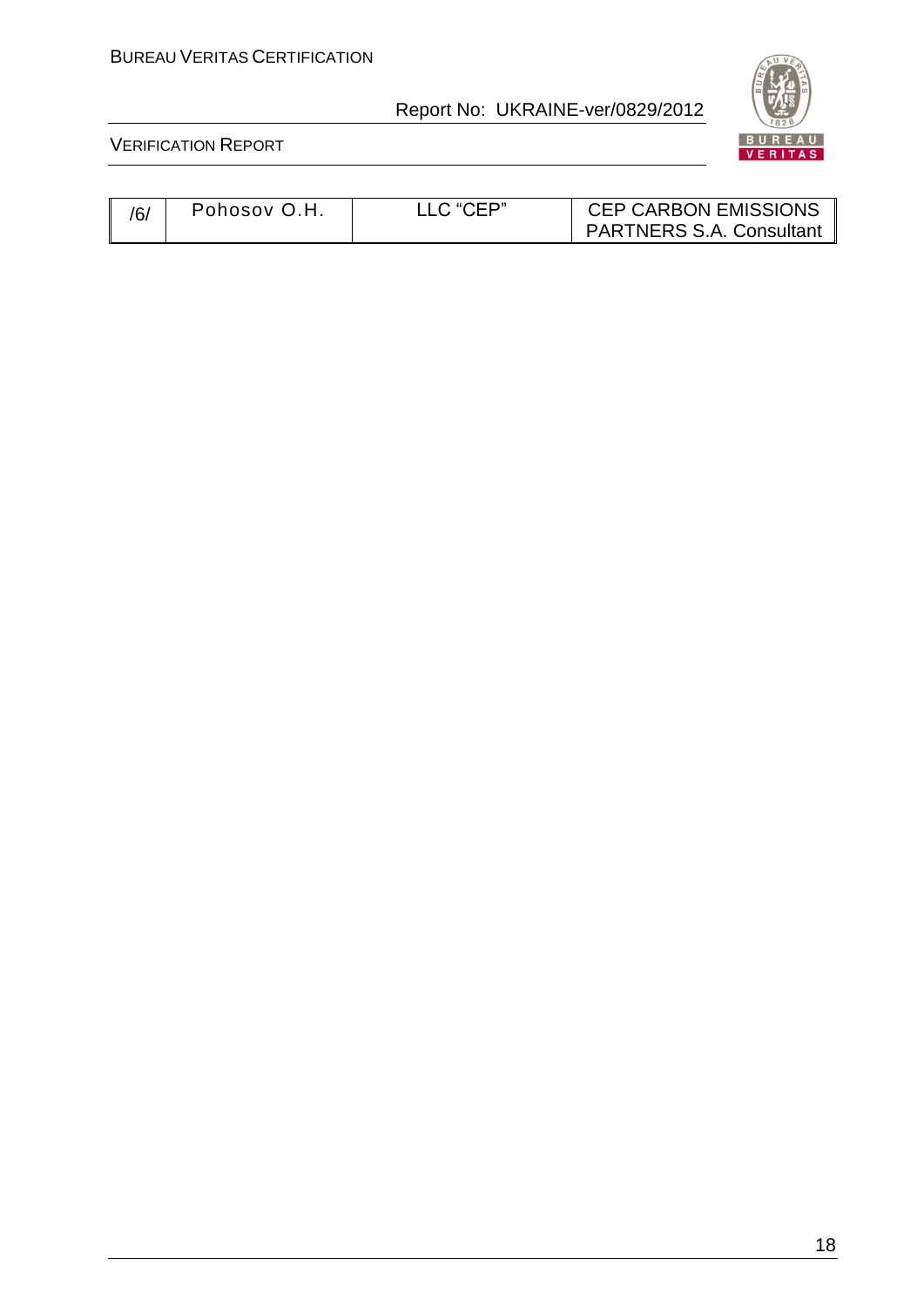| /6/ | Pohosov O.H. | LLC "CEP" | CEP CARBON EMISSIONS PARTNERS S.A. Consultant |
|---|---|---|---|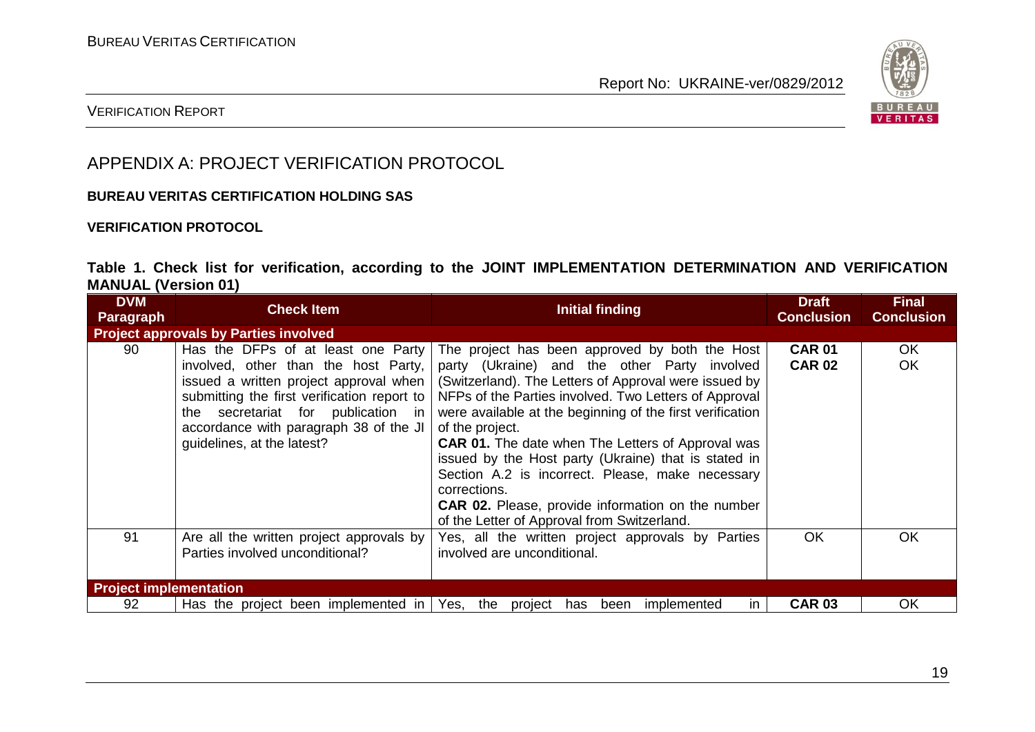# APPENDIX A: PROJECT VERIFICATION PROTOCOL

**BUREAU VERITAS CERTIFICATION HOLDING SAS**

**VERIFICATION PROTOCOL**

**Table 1. Check list for verification, according to the JOINT IMPLEMENTATION DETERMINATION AND VERIFICATION MANUAL (Version 01)**

| DVM Paragraph | Check Item | Initial finding | Draft Conclusion | Final Conclusion |
|---|---|---|---|---|
| **Project approvals by Parties involved** | | | | |
| 90 | Has the DFPs of at least one Party involved, other than the host Party, issued a written project approval when submitting the first verification report to the secretariat for publication in accordance with paragraph 38 of the JI guidelines, at the latest? | The project has been approved by both the Host party (Ukraine) and the other Party involved (Switzerland). The Letters of Approval were issued by NFPs of the Parties involved. Two Letters of Approval were available at the beginning of the first verification of the project.<br>**CAR 01.** The date when The Letters of Approval was issued by the Host party (Ukraine) that is stated in Section A.2 is incorrect. Please, make necessary corrections.<br>**CAR 02.** Please, provide information on the number of the Letter of Approval from Switzerland. | **CAR 01**<br>**CAR 02** | OK<br>OK |
| 91 | Are all the written project approvals by Parties involved unconditional? | Yes, all the written project approvals by Parties involved are unconditional. | OK | OK |
| **Project implementation** | | | | |
| 92 | Has the project been implemented in | Yes, the project has been implemented in | **CAR 03** | OK |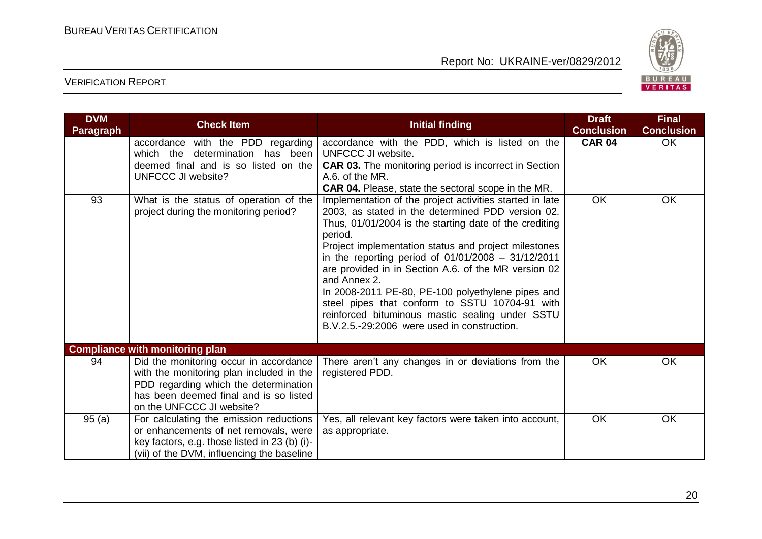| DVM Paragraph | Check Item | Initial finding | Draft Conclusion | Final Conclusion |
|---|---|---|---|---|
| | accordance with the PDD regarding which the determination has been deemed final and is so listed on the UNFCCC JI website? | accordance with the PDD, which is listed on the UNFCCC JI website.<br>**CAR 03.** The monitoring period is incorrect in Section A.6. of the MR.<br>**CAR 04.** Please, state the sectoral scope in the MR. | **CAR 04** | OK |
| 93 | What is the status of operation of the project during the monitoring period? | Implementation of the project activities started in late 2003, as stated in the determined PDD version 02. Thus, 01/01/2004 is the starting date of the crediting period.<br>Project implementation status and project milestones in the reporting period of 01/01/2008 – 31/12/2011 are provided in in Section A.6. of the MR version 02 and Annex 2.<br>In 2008-2011 PE-80, PE-100 polyethylene pipes and steel pipes that conform to SSTU 10704-91 with reinforced bituminous mastic sealing under SSTU B.V.2.5.-29:2006 were used in construction. | OK | OK |
| **Compliance with monitoring plan** | | | | |
| 94 | Did the monitoring occur in accordance with the monitoring plan included in the PDD regarding which the determination has been deemed final and is so listed on the UNFCCC JI website? | There aren't any changes in or deviations from the registered PDD. | OK | OK |
| 95 (a) | For calculating the emission reductions or enhancements of net removals, were key factors, e.g. those listed in 23 (b) (i)-(vii) of the DVM, influencing the baseline | Yes, all relevant key factors were taken into account, as appropriate. | OK | OK |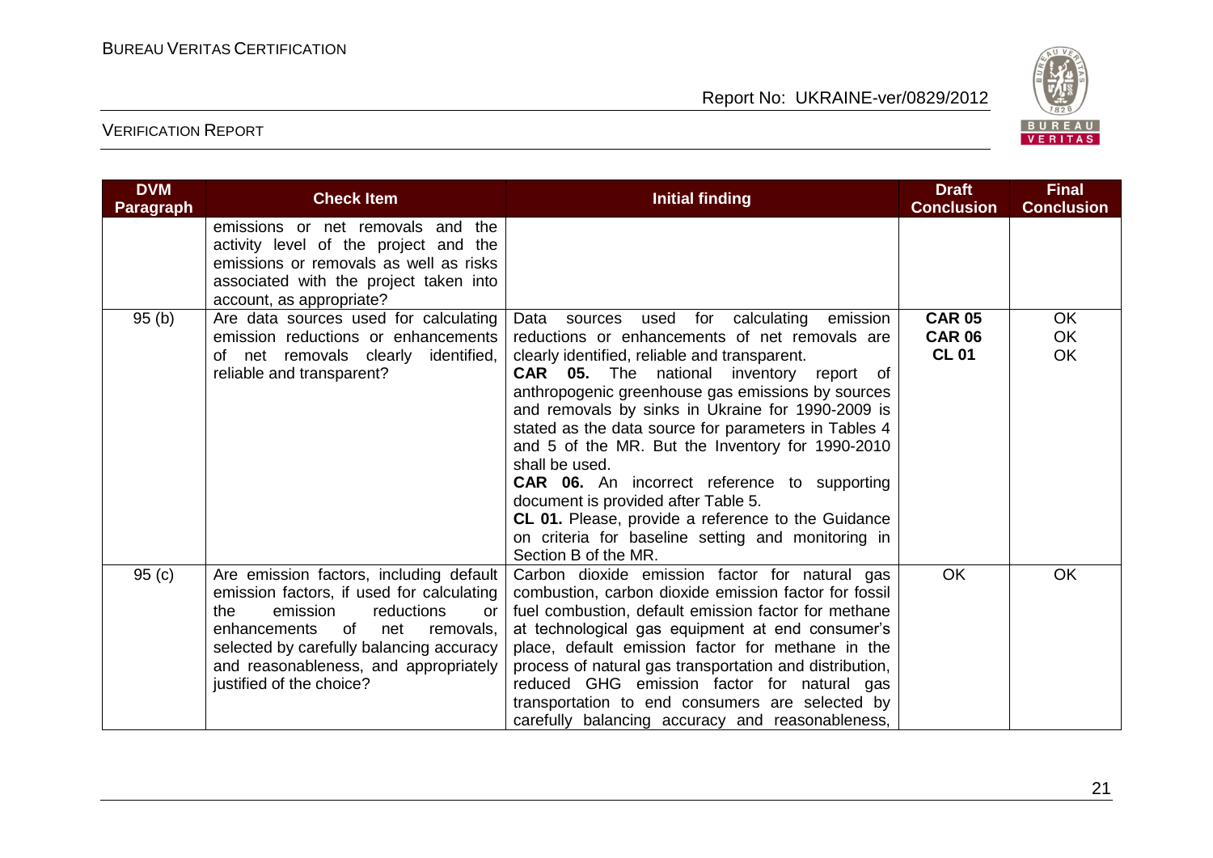| DVM Paragraph | Check Item | Initial finding | Draft Conclusion | Final Conclusion |
|---|---|---|---|---|
| | emissions or net removals and the activity level of the project and the emissions or removals as well as risks associated with the project taken into account, as appropriate? | | | |
| 95 (b) | Are data sources used for calculating emission reductions or enhancements of net removals clearly identified, reliable and transparent? | Data sources used for calculating emission reductions or enhancements of net removals are clearly identified, reliable and transparent.<br>**CAR 05.** The national inventory report of anthropogenic greenhouse gas emissions by sources and removals by sinks in Ukraine for 1990-2009 is stated as the data source for parameters in Tables 4 and 5 of the MR. But the Inventory for 1990-2010 shall be used.<br>**CAR 06.** An incorrect reference to supporting document is provided after Table 5.<br>**CL 01.** Please, provide a reference to the Guidance on criteria for baseline setting and monitoring in Section B of the MR. | **CAR 05**<br>**CAR 06**<br>**CL 01** | OK<br>OK<br>OK |
| 95 (c) | Are emission factors, including default emission factors, if used for calculating the emission reductions or enhancements of net removals, selected by carefully balancing accuracy and reasonableness, and appropriately justified of the choice? | Carbon dioxide emission factor for natural gas combustion, carbon dioxide emission factor for fossil fuel combustion, default emission factor for methane at technological gas equipment at end consumer's place, default emission factor for methane in the process of natural gas transportation and distribution, reduced GHG emission factor for natural gas transportation to end consumers are selected by carefully balancing accuracy and reasonableness, | OK | OK |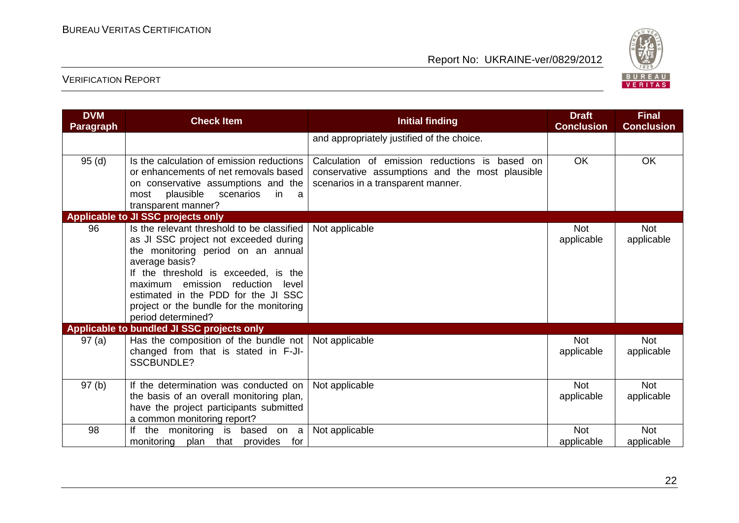| DVM Paragraph | Check Item | Initial finding | Draft Conclusion | Final Conclusion |
|---|---|---|---|---|
| | | and appropriately justified of the choice. | | |
| 95 (d) | Is the calculation of emission reductions or enhancements of net removals based on conservative assumptions and the most plausible scenarios in a transparent manner? | Calculation of emission reductions is based on conservative assumptions and the most plausible scenarios in a transparent manner. | OK | OK |
| **Applicable to JI SSC projects only** | | | | |
| 96 | Is the relevant threshold to be classified as JI SSC project not exceeded during the monitoring period on an annual average basis? If the threshold is exceeded, is the maximum emission reduction level estimated in the PDD for the JI SSC project or the bundle for the monitoring period determined? | Not applicable | Not applicable | Not applicable |
| **Applicable to bundled JI SSC projects only** | | | | |
| 97 (a) | Has the composition of the bundle not changed from that is stated in F-JI-SSCBUNDLE? | Not applicable | Not applicable | Not applicable |
| 97 (b) | If the determination was conducted on the basis of an overall monitoring plan, have the project participants submitted a common monitoring report? | Not applicable | Not applicable | Not applicable |
| 98 | If the monitoring is based on a monitoring plan that provides for | Not applicable | Not applicable | Not applicable |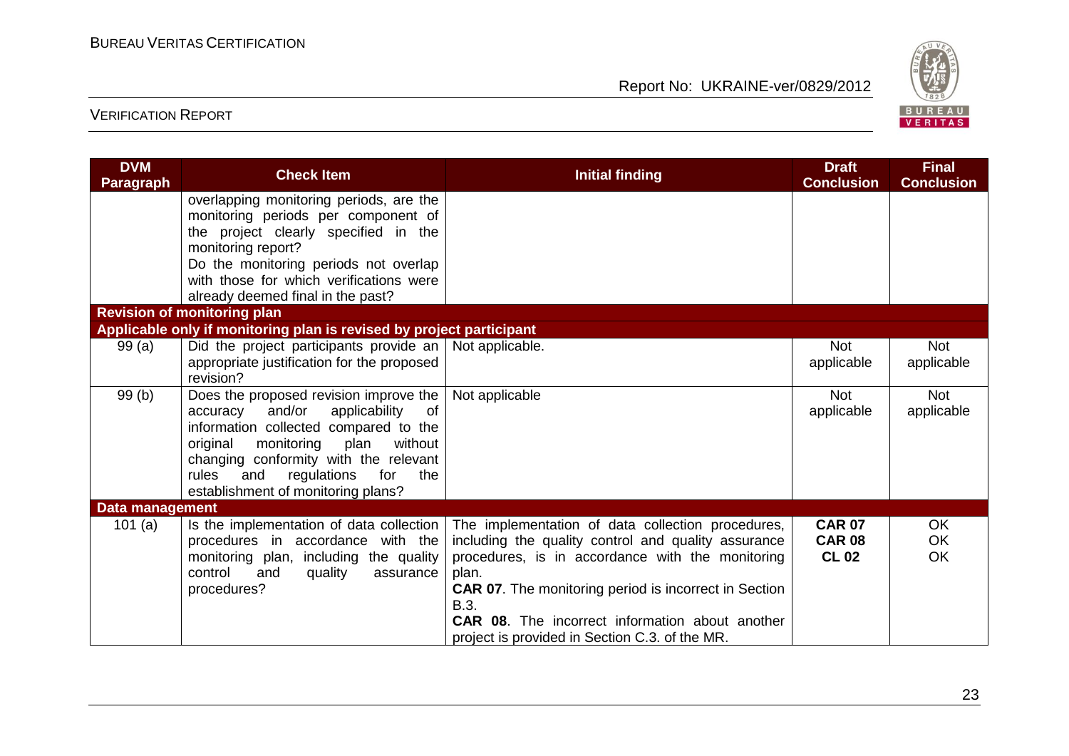| DVM Paragraph | Check Item | Initial finding | Draft Conclusion | Final Conclusion |
|---|---|---|---|---|
| | overlapping monitoring periods, are the monitoring periods per component of the project clearly specified in the monitoring report?<br>Do the monitoring periods not overlap with those for which verifications were already deemed final in the past? | | | |
| **Revision of monitoring plan** | | | | |
| **Applicable only if monitoring plan is revised by project participant** | | | | |
| 99 (a) | Did the project participants provide an appropriate justification for the proposed revision? | Not applicable. | Not applicable | Not applicable |
| 99 (b) | Does the proposed revision improve the accuracy and/or applicability of information collected compared to the original monitoring plan without changing conformity with the relevant rules and regulations for the establishment of monitoring plans? | Not applicable | Not applicable | Not applicable |
| **Data management** | | | | |
| 101 (a) | Is the implementation of data collection procedures in accordance with the monitoring plan, including the quality control and quality assurance procedures? | The implementation of data collection procedures, including the quality control and quality assurance procedures, is in accordance with the monitoring plan.<br>**CAR 07**. The monitoring period is incorrect in Section B.3.<br>**CAR 08**. The incorrect information about another project is provided in Section C.3. of the MR. | **CAR 07**<br>**CAR 08**<br>**CL 02** | OK<br>OK<br>OK |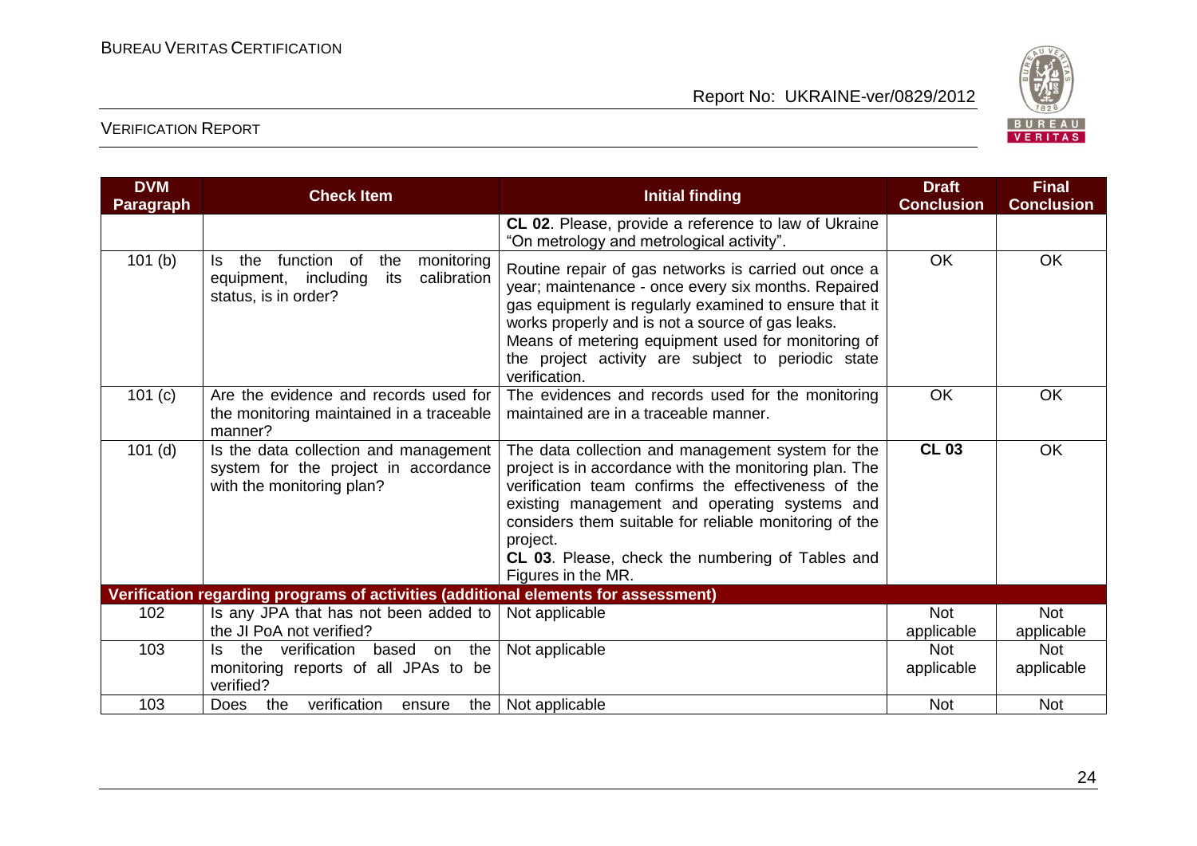| DVM Paragraph | Check Item | Initial finding | Draft Conclusion | Final Conclusion |
|---|---|---|---|---|
| | | **CL 02**. Please, provide a reference to law of Ukraine "On metrology and metrological activity". | | |
| 101 (b) | Is the function of the monitoring equipment, including its calibration status, is in order? | Routine repair of gas networks is carried out once a year; maintenance - once every six months. Repaired gas equipment is regularly examined to ensure that it works properly and is not a source of gas leaks. Means of metering equipment used for monitoring of the project activity are subject to periodic state verification. | OK | OK |
| 101 (c) | Are the evidence and records used for the monitoring maintained in a traceable manner? | The evidences and records used for the monitoring maintained are in a traceable manner. | OK | OK |
| 101 (d) | Is the data collection and management system for the project in accordance with the monitoring plan? | The data collection and management system for the project is in accordance with the monitoring plan. The verification team confirms the effectiveness of the existing management and operating systems and considers them suitable for reliable monitoring of the project. **CL 03**. Please, check the numbering of Tables and Figures in the MR. | **CL 03** | OK |
| **Verification regarding programs of activities (additional elements for assessment)** | | | | |
| 102 | Is any JPA that has not been added to the JI PoA not verified? | Not applicable | Not applicable | Not applicable |
| 103 | Is the verification based on the monitoring reports of all JPAs to be verified? | Not applicable | Not applicable | Not applicable |
| 103 | Does the verification ensure the | Not applicable | Not | Not |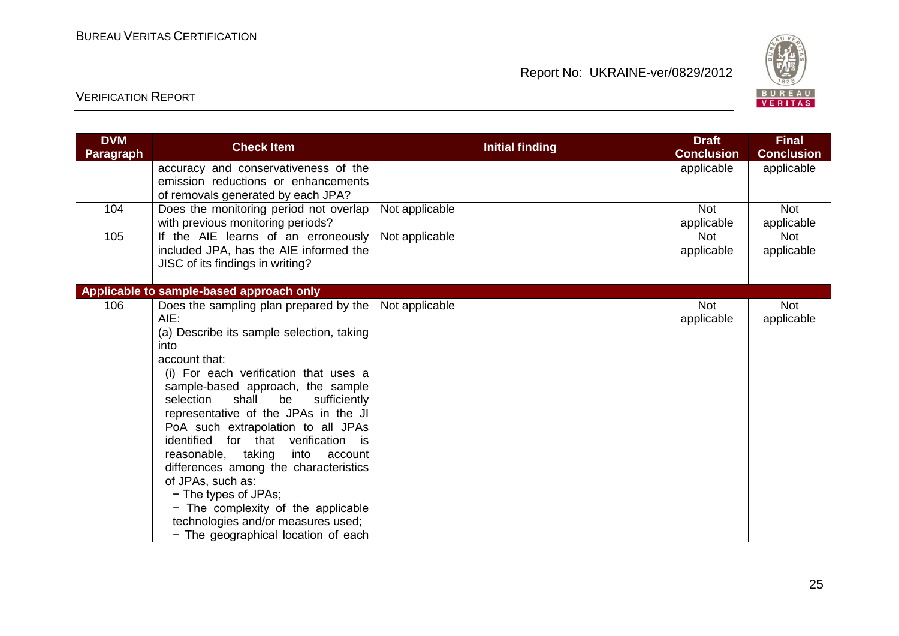| DVM Paragraph | Check Item | Initial finding | Draft Conclusion | Final Conclusion |
|---|---|---|---|---|
| | accuracy and conservativeness of the emission reductions or enhancements of removals generated by each JPA? | | applicable | applicable |
| 104 | Does the monitoring period not overlap with previous monitoring periods? | Not applicable | Not applicable | Not applicable |
| 105 | If the AIE learns of an erroneously included JPA, has the AIE informed the JISC of its findings in writing? | Not applicable | Not applicable | Not applicable |
| **Applicable to sample-based approach only** | | | | |
| 106 | Does the sampling plan prepared by the AIE:<br>(a) Describe its sample selection, taking into account that:<br>(i) For each verification that uses a sample-based approach, the sample selection shall be sufficiently representative of the JPAs in the JI PoA such extrapolation to all JPAs identified for that verification is reasonable, taking into account differences among the characteristics of JPAs, such as:<br>− The types of JPAs;<br>− The complexity of the applicable technologies and/or measures used;<br>− The geographical location of each | Not applicable | Not applicable | Not applicable |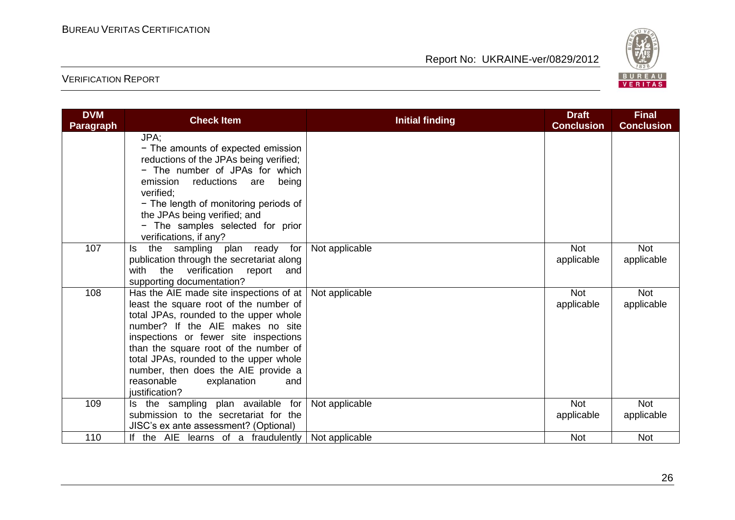| DVM Paragraph | Check Item | Initial finding | Draft Conclusion | Final Conclusion |
|---|---|---|---|---|
| | JPA;<br>− The amounts of expected emission reductions of the JPAs being verified;<br>− The number of JPAs for which emission reductions are being verified;<br>− The length of monitoring periods of the JPAs being verified; and<br>− The samples selected for prior verifications, if any? | | | |
| 107 | Is the sampling plan ready for publication through the secretariat along with the verification report and supporting documentation? | Not applicable | Not applicable | Not applicable |
| 108 | Has the AIE made site inspections of at least the square root of the number of total JPAs, rounded to the upper whole number? If the AIE makes no site inspections or fewer site inspections than the square root of the number of total JPAs, rounded to the upper whole number, then does the AIE provide a reasonable explanation and justification? | Not applicable | Not applicable | Not applicable |
| 109 | Is the sampling plan available for submission to the secretariat for the JISC's ex ante assessment? (Optional) | Not applicable | Not applicable | Not applicable |
| 110 | If the AIE learns of a fraudulently | Not applicable | Not | Not |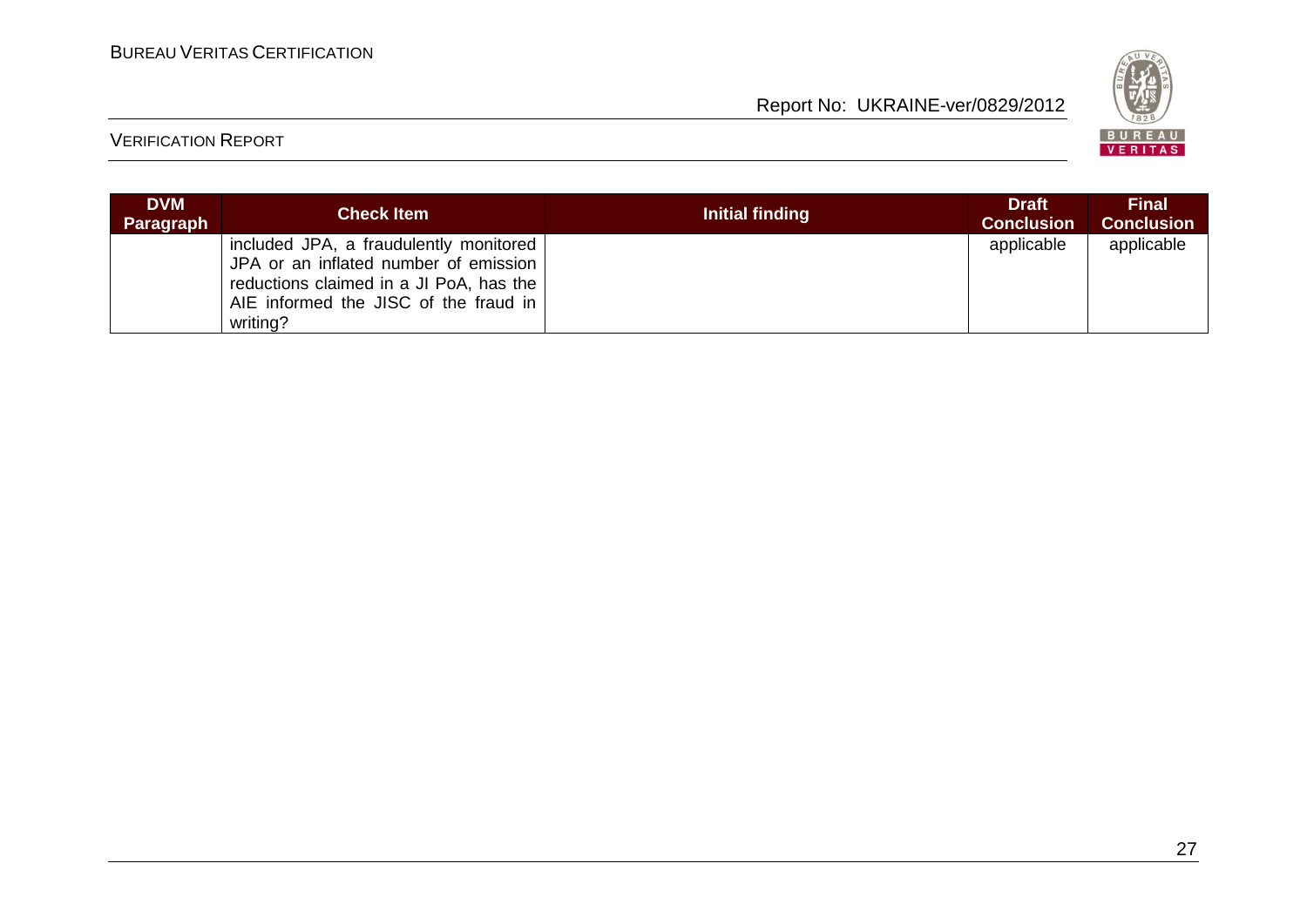| DVM Paragraph | Check Item | Initial finding | Draft Conclusion | Final Conclusion |
|---|---|---|---|---|
| | included JPA, a fraudulently monitored JPA or an inflated number of emission reductions claimed in a JI PoA, has the AIE informed the JISC of the fraud in writing? | | applicable | applicable |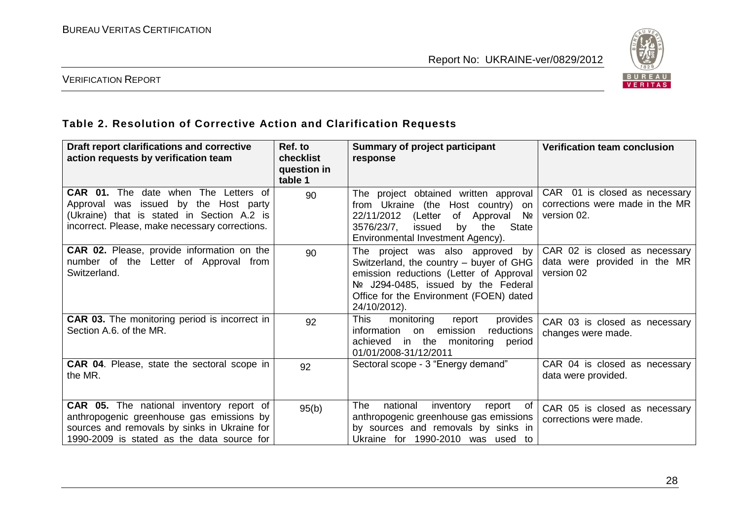### Table 2. Resolution of Corrective Action and Clarification Requests

| Draft report clarifications and corrective action requests by verification team | Ref. to checklist question in table 1 | Summary of project participant response | Verification team conclusion |
|---|---|---|---|
| **CAR 01.** The date when The Letters of Approval was issued by the Host party (Ukraine) that is stated in Section A.2 is incorrect. Please, make necessary corrections. | 90 | The project obtained written approval from Ukraine (the Host country) on 22/11/2012 (Letter of Approval № 3576/23/7, issued by the State Environmental Investment Agency). | CAR 01 is closed as necessary corrections were made in the MR version 02. |
| **CAR 02.** Please, provide information on the number of the Letter of Approval from Switzerland. | 90 | The project was also approved by Switzerland, the country – buyer of GHG emission reductions (Letter of Approval № J294-0485, issued by the Federal Office for the Environment (FOEN) dated 24/10/2012). | CAR 02 is closed as necessary data were provided in the MR version 02 |
| **CAR 03.** The monitoring period is incorrect in Section A.6. of the MR. | 92 | This monitoring report provides information on emission reductions achieved in the monitoring period 01/01/2008-31/12/2011 | CAR 03 is closed as necessary changes were made. |
| **CAR 04**. Please, state the sectoral scope in the MR. | 92 | Sectoral scope - 3 "Energy demand" | CAR 04 is closed as necessary data were provided. |
| **CAR 05.** The national inventory report of anthropogenic greenhouse gas emissions by sources and removals by sinks in Ukraine for 1990-2009 is stated as the data source for | 95(b) | The national inventory report of anthropogenic greenhouse gas emissions by sources and removals by sinks in Ukraine for 1990-2010 was used to | CAR 05 is closed as necessary corrections were made. |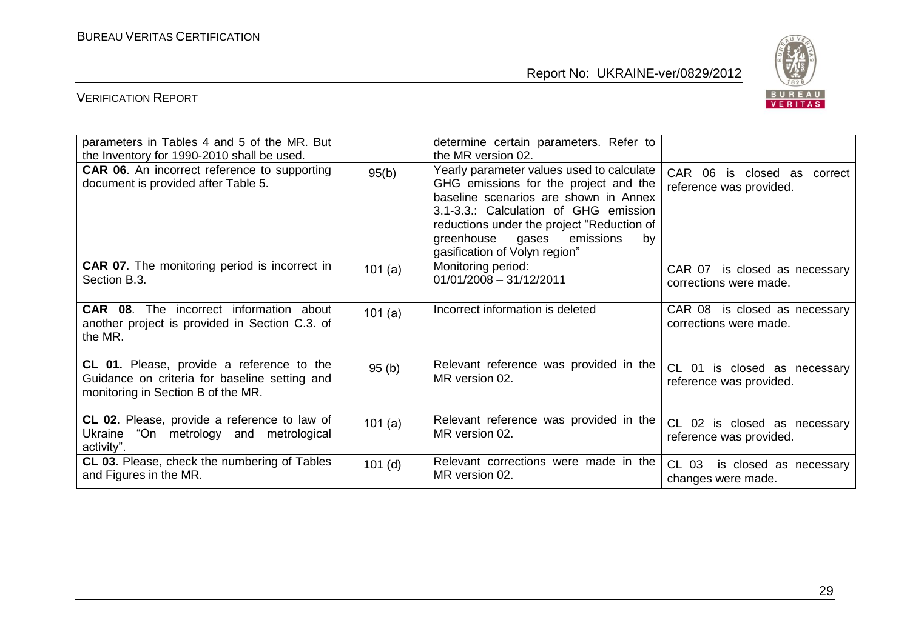| | | | |
|---|---|---|---|
| parameters in Tables 4 and 5 of the MR. But the Inventory for 1990-2010 shall be used. | | determine certain parameters. Refer to the MR version 02. | |
| **CAR 06**. An incorrect reference to supporting document is provided after Table 5. | 95(b) | Yearly parameter values used to calculate GHG emissions for the project and the baseline scenarios are shown in Annex 3.1-3.3.: Calculation of GHG emission reductions under the project "Reduction of greenhouse gases emissions by gasification of Volyn region" | CAR 06 is closed as correct reference was provided. |
| **CAR 07**. The monitoring period is incorrect in Section B.3. | 101 (a) | Monitoring period: 01/01/2008 – 31/12/2011 | CAR 07 is closed as necessary corrections were made. |
| **CAR 08**. The incorrect information about another project is provided in Section C.3. of the MR. | 101 (a) | Incorrect information is deleted | CAR 08 is closed as necessary corrections were made. |
| **CL 01.** Please, provide a reference to the Guidance on criteria for baseline setting and monitoring in Section B of the MR. | 95 (b) | Relevant reference was provided in the MR version 02. | CL 01 is closed as necessary reference was provided. |
| **CL 02**. Please, provide a reference to law of Ukraine "On metrology and metrological activity". | 101 (a) | Relevant reference was provided in the MR version 02. | CL 02 is closed as necessary reference was provided. |
| **CL 03**. Please, check the numbering of Tables and Figures in the MR. | 101 (d) | Relevant corrections were made in the MR version 02. | CL 03 is closed as necessary changes were made. |